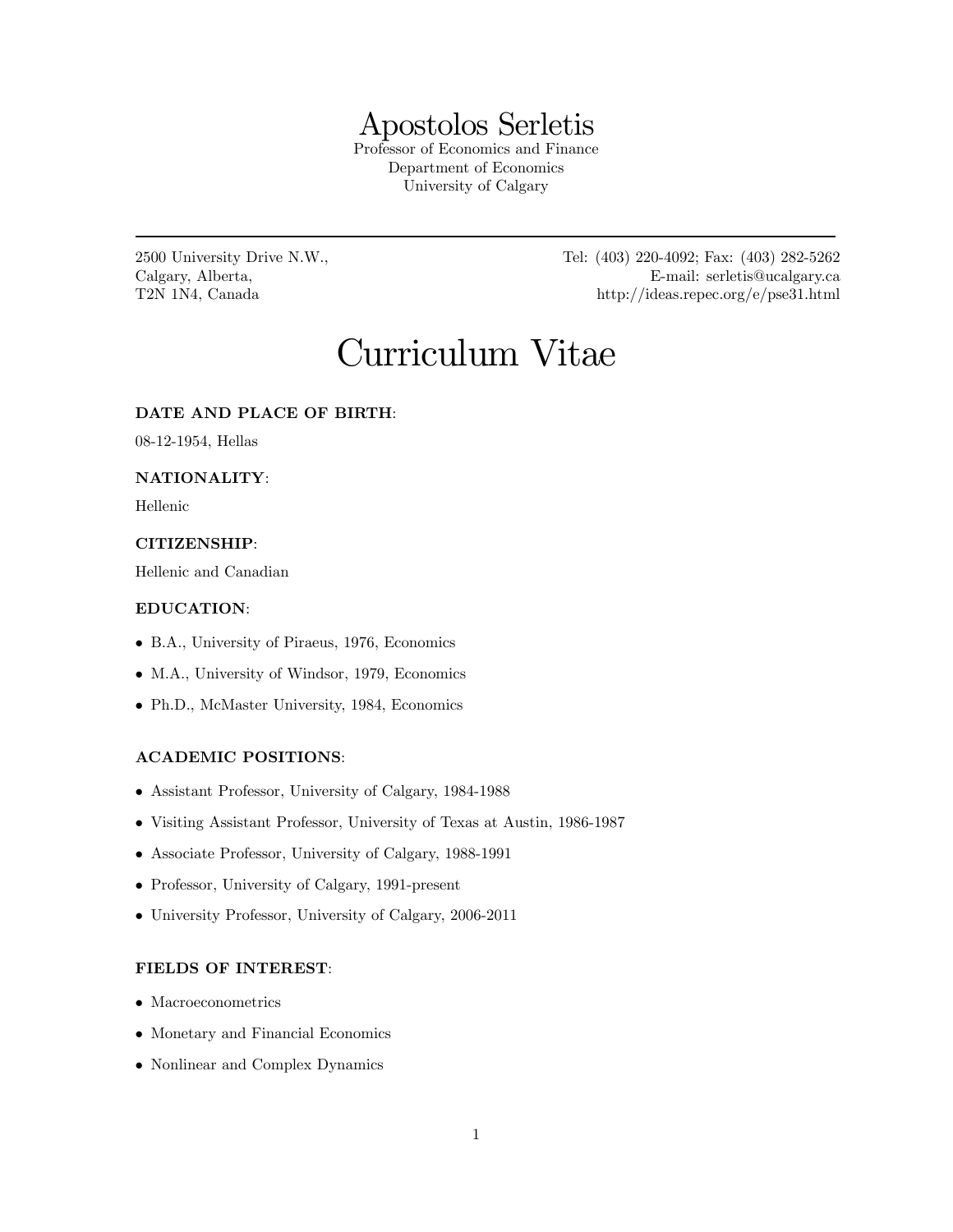# Apostolos Serletis

Professor of Economics and Finance
Department of Economics
University of Calgary

---

2500 University Drive N.W.,
Calgary, Alberta,
T2N 1N4, Canada

Tel: (403) 220-4092; Fax: (403) 282-5262
E-mail: serletis@ucalgary.ca
http://ideas.repec.org/e/pse31.html

# Curriculum Vitae

**DATE AND PLACE OF BIRTH**:

08-12-1954, Hellas

**NATIONALITY**:

Hellenic

**CITIZENSHIP**:

Hellenic and Canadian

**EDUCATION**:

- B.A., University of Piraeus, 1976, Economics
- M.A., University of Windsor, 1979, Economics
- Ph.D., McMaster University, 1984, Economics

**ACADEMIC POSITIONS**:

- Assistant Professor, University of Calgary, 1984-1988
- Visiting Assistant Professor, University of Texas at Austin, 1986-1987
- Associate Professor, University of Calgary, 1988-1991
- Professor, University of Calgary, 1991-present
- University Professor, University of Calgary, 2006-2011

**FIELDS OF INTEREST**:

- Macroeconometrics
- Monetary and Financial Economics
- Nonlinear and Complex Dynamics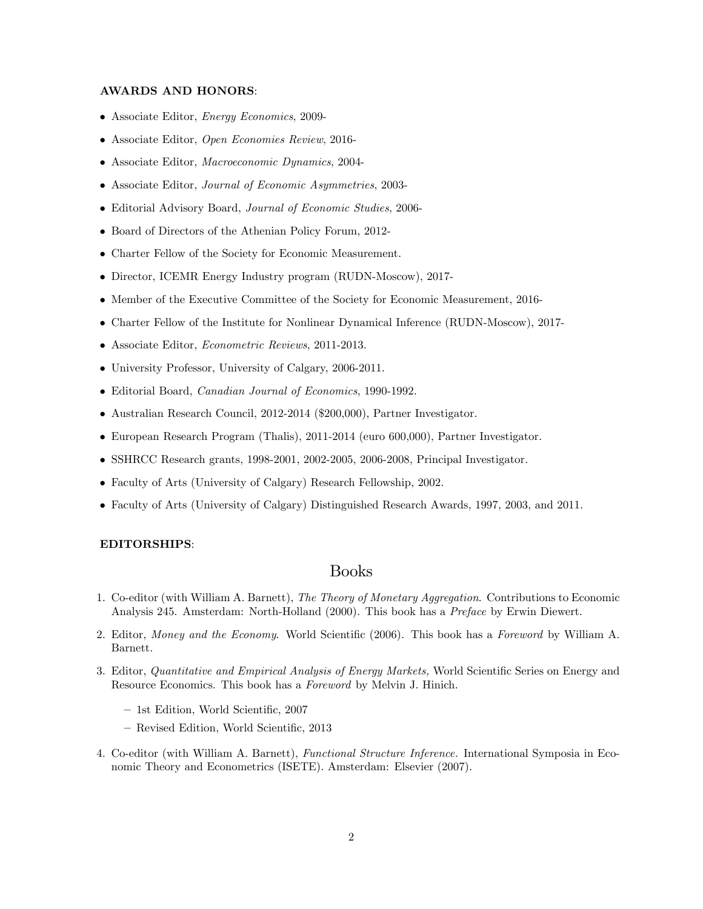**AWARDS AND HONORS**:

- Associate Editor, *Energy Economics*, 2009-
- Associate Editor, *Open Economies Review*, 2016-
- Associate Editor, *Macroeconomic Dynamics*, 2004-
- Associate Editor, *Journal of Economic Asymmetries*, 2003-
- Editorial Advisory Board, *Journal of Economic Studies*, 2006-
- Board of Directors of the Athenian Policy Forum, 2012-
- Charter Fellow of the Society for Economic Measurement.
- Director, ICEMR Energy Industry program (RUDN-Moscow), 2017-
- Member of the Executive Committee of the Society for Economic Measurement, 2016-
- Charter Fellow of the Institute for Nonlinear Dynamical Inference (RUDN-Moscow), 2017-
- Associate Editor, *Econometric Reviews*, 2011-2013.
- University Professor, University of Calgary, 2006-2011.
- Editorial Board, *Canadian Journal of Economics*, 1990-1992.
- Australian Research Council, 2012-2014 ($200,000), Partner Investigator.
- European Research Program (Thalis), 2011-2014 (euro 600,000), Partner Investigator.
- SSHRCC Research grants, 1998-2001, 2002-2005, 2006-2008, Principal Investigator.
- Faculty of Arts (University of Calgary) Research Fellowship, 2002.
- Faculty of Arts (University of Calgary) Distinguished Research Awards, 1997, 2003, and 2011.

**EDITORSHIPS**:

## Books

1. Co-editor (with William A. Barnett), *The Theory of Monetary Aggregation*. Contributions to Economic Analysis 245. Amsterdam: North-Holland (2000). This book has a *Preface* by Erwin Diewert.
2. Editor, *Money and the Economy*. World Scientific (2006). This book has a *Foreword* by William A. Barnett.
3. Editor, *Quantitative and Empirical Analysis of Energy Markets,* World Scientific Series on Energy and Resource Economics. This book has a *Foreword* by Melvin J. Hinich.
   - 1st Edition, World Scientific, 2007
   - Revised Edition, World Scientific, 2013
4. Co-editor (with William A. Barnett), *Functional Structure Inference.* International Symposia in Economic Theory and Econometrics (ISETE). Amsterdam: Elsevier (2007).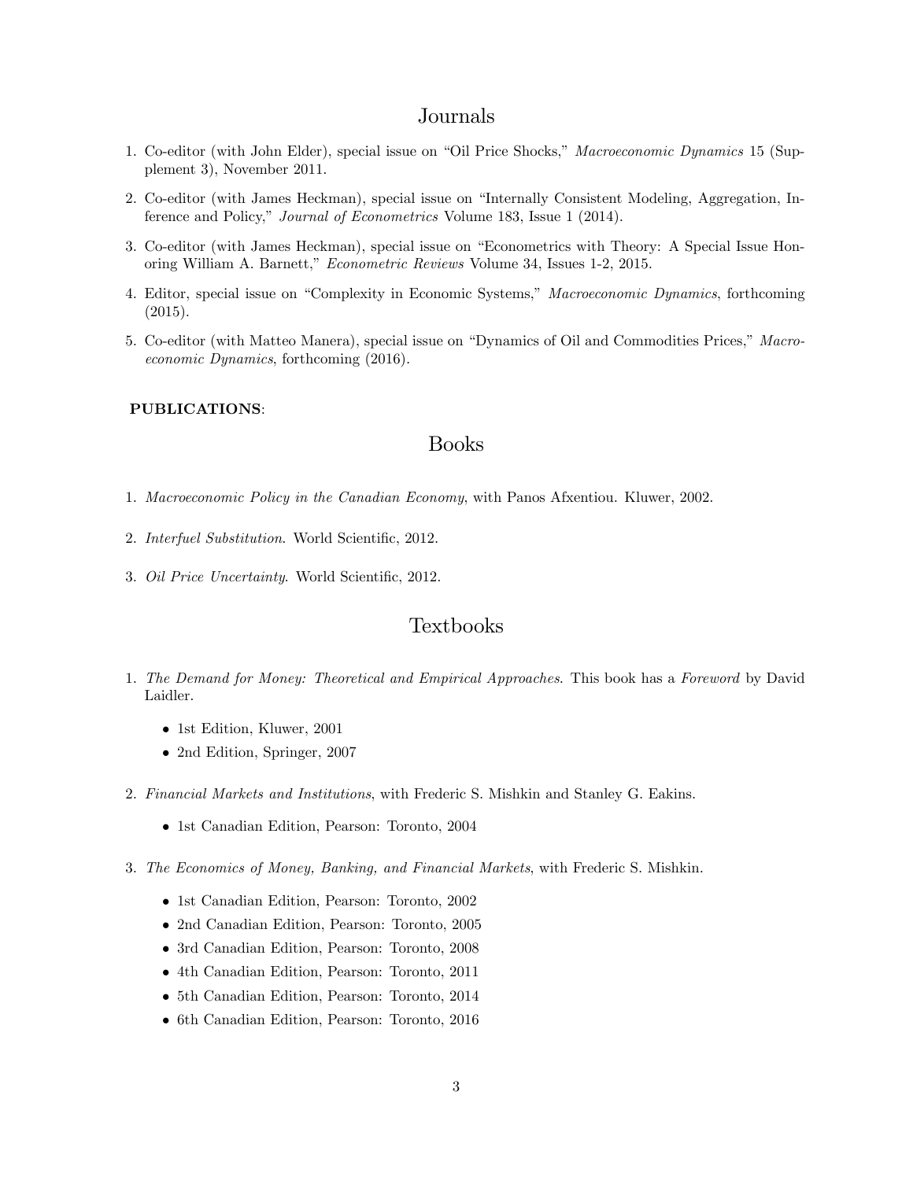## Journals

1. Co-editor (with John Elder), special issue on "Oil Price Shocks," *Macroeconomic Dynamics* 15 (Supplement 3), November 2011.

2. Co-editor (with James Heckman), special issue on "Internally Consistent Modeling, Aggregation, Inference and Policy," *Journal of Econometrics* Volume 183, Issue 1 (2014).

3. Co-editor (with James Heckman), special issue on "Econometrics with Theory: A Special Issue Honoring William A. Barnett," *Econometric Reviews* Volume 34, Issues 1-2, 2015.

4. Editor, special issue on "Complexity in Economic Systems," *Macroeconomic Dynamics*, forthcoming (2015).

5. Co-editor (with Matteo Manera), special issue on "Dynamics of Oil and Commodities Prices," *Macroeconomic Dynamics*, forthcoming (2016).

**PUBLICATIONS**:

## Books

1. *Macroeconomic Policy in the Canadian Economy*, with Panos Afxentiou. Kluwer, 2002.

2. *Interfuel Substitution*. World Scientific, 2012.

3. *Oil Price Uncertainty*. World Scientific, 2012.

## Textbooks

1. *The Demand for Money: Theoretical and Empirical Approaches*. This book has a *Foreword* by David Laidler.
   - 1st Edition, Kluwer, 2001
   - 2nd Edition, Springer, 2007

2. *Financial Markets and Institutions*, with Frederic S. Mishkin and Stanley G. Eakins.
   - 1st Canadian Edition, Pearson: Toronto, 2004

3. *The Economics of Money, Banking, and Financial Markets*, with Frederic S. Mishkin.
   - 1st Canadian Edition, Pearson: Toronto, 2002
   - 2nd Canadian Edition, Pearson: Toronto, 2005
   - 3rd Canadian Edition, Pearson: Toronto, 2008
   - 4th Canadian Edition, Pearson: Toronto, 2011
   - 5th Canadian Edition, Pearson: Toronto, 2014
   - 6th Canadian Edition, Pearson: Toronto, 2016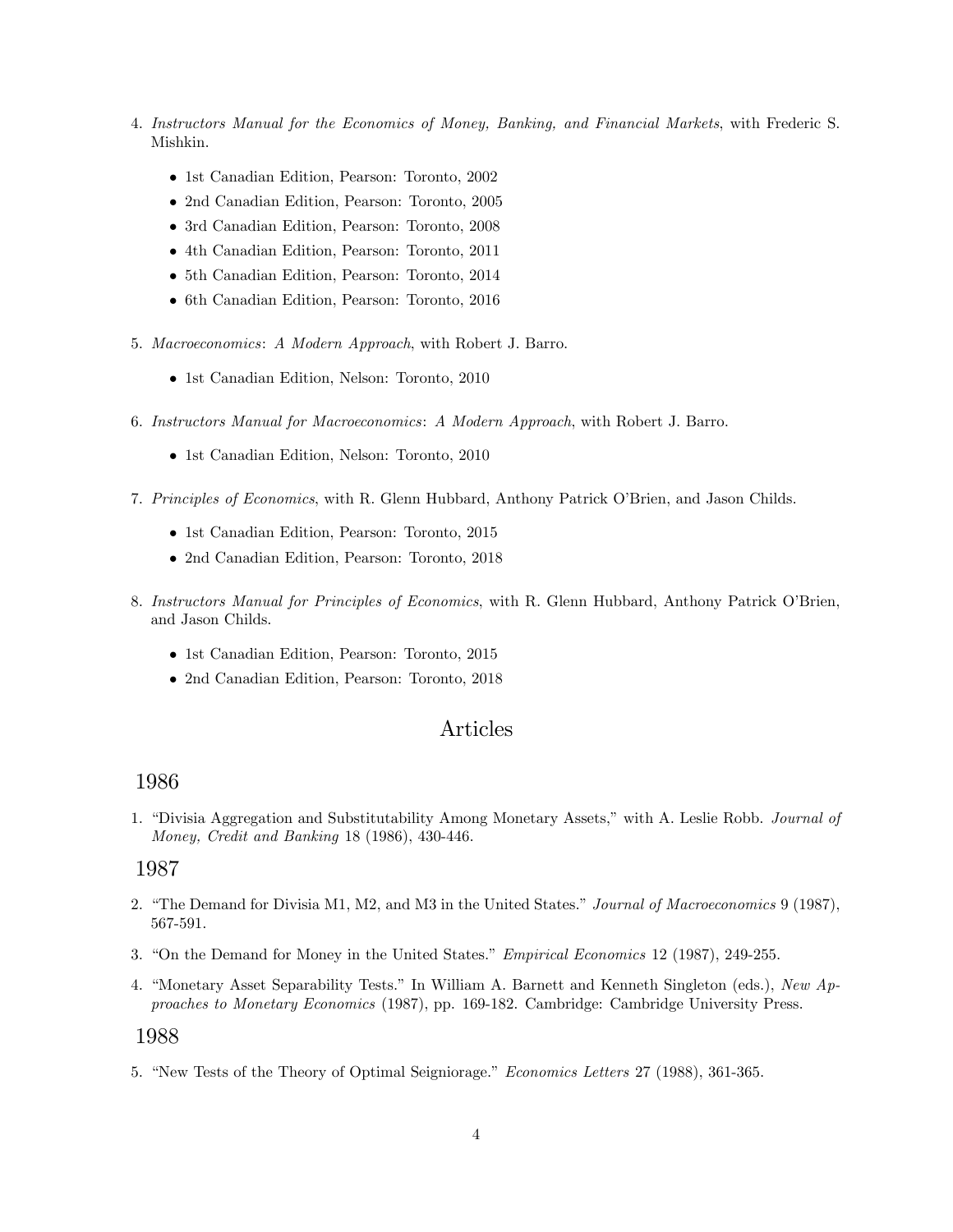4. *Instructors Manual for the Economics of Money, Banking, and Financial Markets*, with Frederic S. Mishkin.

    - 1st Canadian Edition, Pearson: Toronto, 2002
    - 2nd Canadian Edition, Pearson: Toronto, 2005
    - 3rd Canadian Edition, Pearson: Toronto, 2008
    - 4th Canadian Edition, Pearson: Toronto, 2011
    - 5th Canadian Edition, Pearson: Toronto, 2014
    - 6th Canadian Edition, Pearson: Toronto, 2016

5. *Macroeconomics*: *A Modern Approach*, with Robert J. Barro.

    - 1st Canadian Edition, Nelson: Toronto, 2010

6. *Instructors Manual for Macroeconomics*: *A Modern Approach*, with Robert J. Barro.

    - 1st Canadian Edition, Nelson: Toronto, 2010

7. *Principles of Economics*, with R. Glenn Hubbard, Anthony Patrick O'Brien, and Jason Childs.

    - 1st Canadian Edition, Pearson: Toronto, 2015
    - 2nd Canadian Edition, Pearson: Toronto, 2018

8. *Instructors Manual for Principles of Economics*, with R. Glenn Hubbard, Anthony Patrick O'Brien, and Jason Childs.

    - 1st Canadian Edition, Pearson: Toronto, 2015
    - 2nd Canadian Edition, Pearson: Toronto, 2018

## Articles

### 1986

1. "Divisia Aggregation and Substitutability Among Monetary Assets," with A. Leslie Robb. *Journal of Money, Credit and Banking* 18 (1986), 430-446.

### 1987

2. "The Demand for Divisia M1, M2, and M3 in the United States." *Journal of Macroeconomics* 9 (1987), 567-591.

3. "On the Demand for Money in the United States." *Empirical Economics* 12 (1987), 249-255.

4. "Monetary Asset Separability Tests." In William A. Barnett and Kenneth Singleton (eds.), *New Approaches to Monetary Economics* (1987), pp. 169-182. Cambridge: Cambridge University Press.

### 1988

5. "New Tests of the Theory of Optimal Seigniorage." *Economics Letters* 27 (1988), 361-365.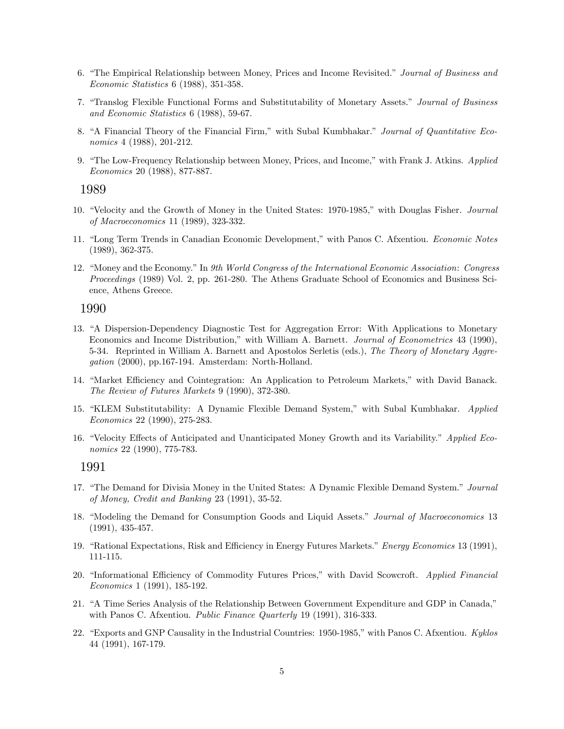6. "The Empirical Relationship between Money, Prices and Income Revisited." *Journal of Business and Economic Statistics* 6 (1988), 351-358.

7. "Translog Flexible Functional Forms and Substitutability of Monetary Assets." *Journal of Business and Economic Statistics* 6 (1988), 59-67.

8. "A Financial Theory of the Financial Firm," with Subal Kumbhakar." *Journal of Quantitative Economics* 4 (1988), 201-212.

9. "The Low-Frequency Relationship between Money, Prices, and Income," with Frank J. Atkins. *Applied Economics* 20 (1988), 877-887.

## 1989

10. "Velocity and the Growth of Money in the United States: 1970-1985," with Douglas Fisher. *Journal of Macroeconomics* 11 (1989), 323-332.

11. "Long Term Trends in Canadian Economic Development," with Panos C. Afxentiou. *Economic Notes* (1989), 362-375.

12. "Money and the Economy." In *9th World Congress of the International Economic Association*: *Congress Proceedings* (1989) Vol. 2, pp. 261-280. The Athens Graduate School of Economics and Business Science, Athens Greece.

## 1990

13. "A Dispersion-Dependency Diagnostic Test for Aggregation Error: With Applications to Monetary Economics and Income Distribution," with William A. Barnett. *Journal of Econometrics* 43 (1990), 5-34. Reprinted in William A. Barnett and Apostolos Serletis (eds.), *The Theory of Monetary Aggregation* (2000), pp.167-194. Amsterdam: North-Holland.

14. "Market Efficiency and Cointegration: An Application to Petroleum Markets," with David Banack. *The Review of Futures Markets* 9 (1990), 372-380.

15. "KLEM Substitutability: A Dynamic Flexible Demand System," with Subal Kumbhakar. *Applied Economics* 22 (1990), 275-283.

16. "Velocity Effects of Anticipated and Unanticipated Money Growth and its Variability." *Applied Economics* 22 (1990), 775-783.

## 1991

17. "The Demand for Divisia Money in the United States: A Dynamic Flexible Demand System." *Journal of Money, Credit and Banking* 23 (1991), 35-52.

18. "Modeling the Demand for Consumption Goods and Liquid Assets." *Journal of Macroeconomics* 13 (1991), 435-457.

19. "Rational Expectations, Risk and Efficiency in Energy Futures Markets." *Energy Economics* 13 (1991), 111-115.

20. "Informational Efficiency of Commodity Futures Prices," with David Scowcroft. *Applied Financial Economics* 1 (1991), 185-192.

21. "A Time Series Analysis of the Relationship Between Government Expenditure and GDP in Canada," with Panos C. Afxentiou. *Public Finance Quarterly* 19 (1991), 316-333.

22. "Exports and GNP Causality in the Industrial Countries: 1950-1985," with Panos C. Afxentiou. *Kyklos* 44 (1991), 167-179.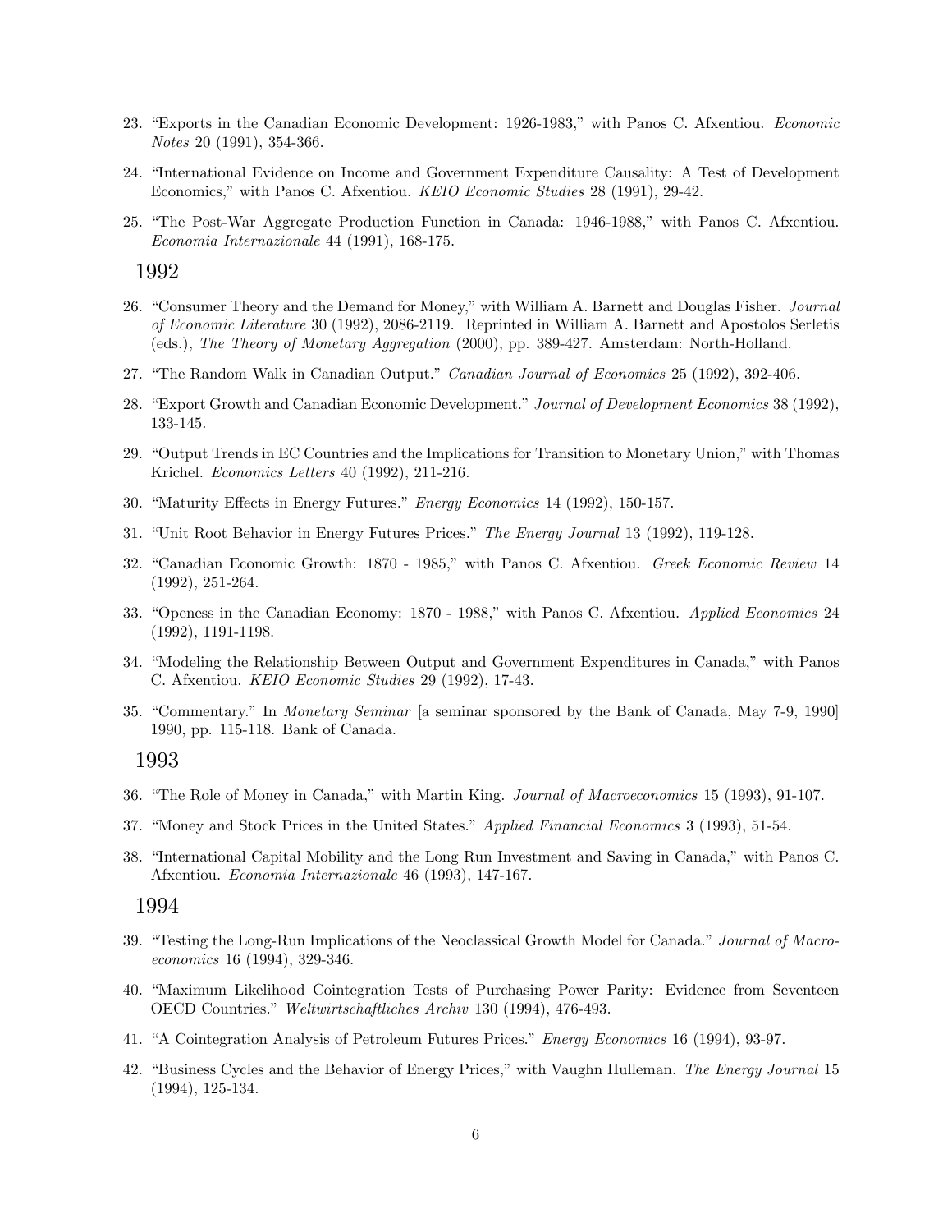23. "Exports in the Canadian Economic Development: 1926-1983," with Panos C. Afxentiou. *Economic Notes* 20 (1991), 354-366.

24. "International Evidence on Income and Government Expenditure Causality: A Test of Development Economics," with Panos C. Afxentiou. *KEIO Economic Studies* 28 (1991), 29-42.

25. "The Post-War Aggregate Production Function in Canada: 1946-1988," with Panos C. Afxentiou. *Economia Internazionale* 44 (1991), 168-175.

## 1992

26. "Consumer Theory and the Demand for Money," with William A. Barnett and Douglas Fisher. *Journal of Economic Literature* 30 (1992), 2086-2119. Reprinted in William A. Barnett and Apostolos Serletis (eds.), *The Theory of Monetary Aggregation* (2000), pp. 389-427. Amsterdam: North-Holland.

27. "The Random Walk in Canadian Output." *Canadian Journal of Economics* 25 (1992), 392-406.

28. "Export Growth and Canadian Economic Development." *Journal of Development Economics* 38 (1992), 133-145.

29. "Output Trends in EC Countries and the Implications for Transition to Monetary Union," with Thomas Krichel. *Economics Letters* 40 (1992), 211-216.

30. "Maturity Effects in Energy Futures." *Energy Economics* 14 (1992), 150-157.

31. "Unit Root Behavior in Energy Futures Prices." *The Energy Journal* 13 (1992), 119-128.

32. "Canadian Economic Growth: 1870 - 1985," with Panos C. Afxentiou. *Greek Economic Review* 14 (1992), 251-264.

33. "Openess in the Canadian Economy: 1870 - 1988," with Panos C. Afxentiou. *Applied Economics* 24 (1992), 1191-1198.

34. "Modeling the Relationship Between Output and Government Expenditures in Canada," with Panos C. Afxentiou. *KEIO Economic Studies* 29 (1992), 17-43.

35. "Commentary." In *Monetary Seminar* [a seminar sponsored by the Bank of Canada, May 7-9, 1990] 1990, pp. 115-118. Bank of Canada.

## 1993

36. "The Role of Money in Canada," with Martin King. *Journal of Macroeconomics* 15 (1993), 91-107.

37. "Money and Stock Prices in the United States." *Applied Financial Economics* 3 (1993), 51-54.

38. "International Capital Mobility and the Long Run Investment and Saving in Canada," with Panos C. Afxentiou. *Economia Internazionale* 46 (1993), 147-167.

## 1994

39. "Testing the Long-Run Implications of the Neoclassical Growth Model for Canada." *Journal of Macroeconomics* 16 (1994), 329-346.

40. "Maximum Likelihood Cointegration Tests of Purchasing Power Parity: Evidence from Seventeen OECD Countries." *Weltwirtschaftliches Archiv* 130 (1994), 476-493.

41. "A Cointegration Analysis of Petroleum Futures Prices." *Energy Economics* 16 (1994), 93-97.

42. "Business Cycles and the Behavior of Energy Prices," with Vaughn Hulleman. *The Energy Journal* 15 (1994), 125-134.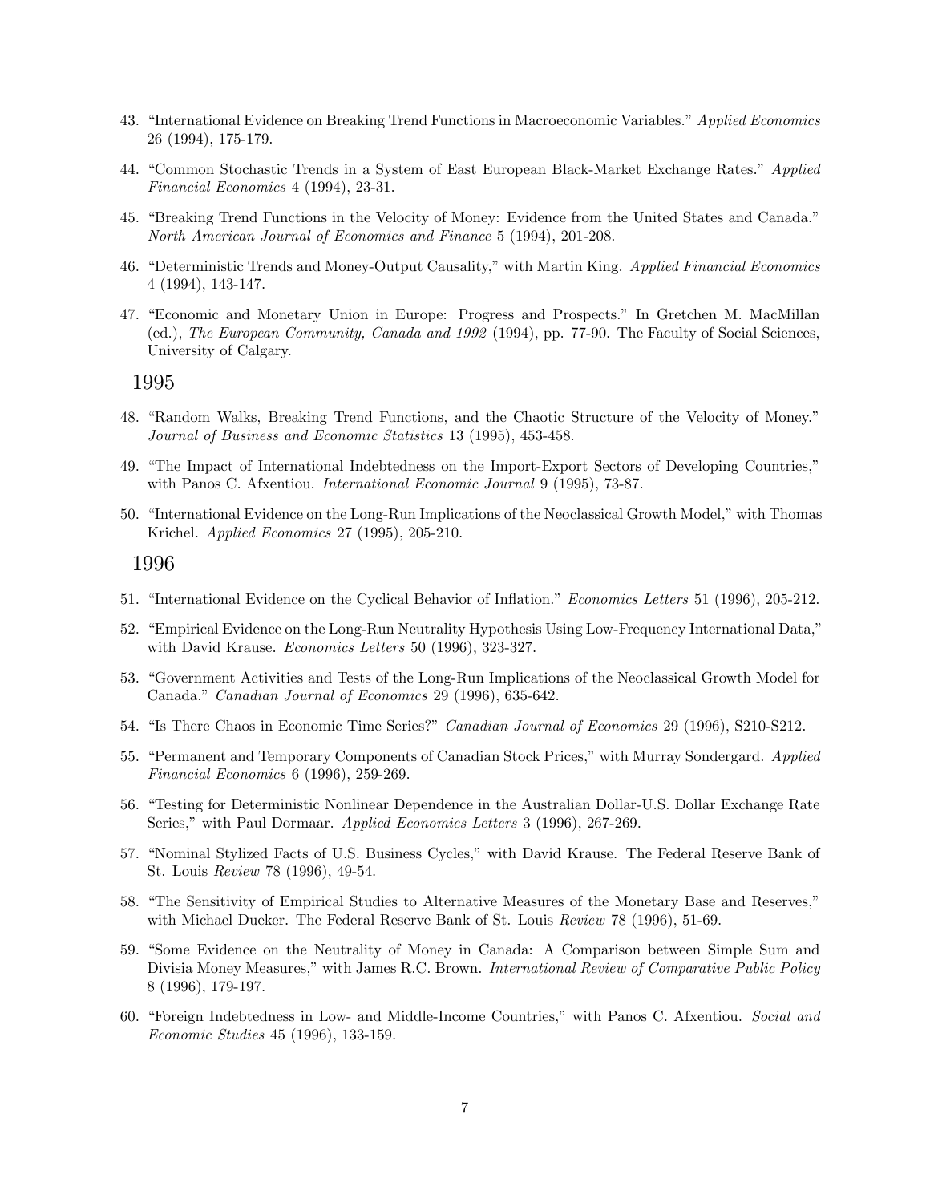43. "International Evidence on Breaking Trend Functions in Macroeconomic Variables." *Applied Economics* 26 (1994), 175-179.

44. "Common Stochastic Trends in a System of East European Black-Market Exchange Rates." *Applied Financial Economics* 4 (1994), 23-31.

45. "Breaking Trend Functions in the Velocity of Money: Evidence from the United States and Canada." *North American Journal of Economics and Finance* 5 (1994), 201-208.

46. "Deterministic Trends and Money-Output Causality," with Martin King. *Applied Financial Economics* 4 (1994), 143-147.

47. "Economic and Monetary Union in Europe: Progress and Prospects." In Gretchen M. MacMillan (ed.), *The European Community, Canada and 1992* (1994), pp. 77-90. The Faculty of Social Sciences, University of Calgary.

## 1995

48. "Random Walks, Breaking Trend Functions, and the Chaotic Structure of the Velocity of Money." *Journal of Business and Economic Statistics* 13 (1995), 453-458.

49. "The Impact of International Indebtedness on the Import-Export Sectors of Developing Countries," with Panos C. Afxentiou. *International Economic Journal* 9 (1995), 73-87.

50. "International Evidence on the Long-Run Implications of the Neoclassical Growth Model," with Thomas Krichel. *Applied Economics* 27 (1995), 205-210.

## 1996

51. "International Evidence on the Cyclical Behavior of Inflation." *Economics Letters* 51 (1996), 205-212.

52. "Empirical Evidence on the Long-Run Neutrality Hypothesis Using Low-Frequency International Data," with David Krause. *Economics Letters* 50 (1996), 323-327.

53. "Government Activities and Tests of the Long-Run Implications of the Neoclassical Growth Model for Canada." *Canadian Journal of Economics* 29 (1996), 635-642.

54. "Is There Chaos in Economic Time Series?" *Canadian Journal of Economics* 29 (1996), S210-S212.

55. "Permanent and Temporary Components of Canadian Stock Prices," with Murray Sondergard. *Applied Financial Economics* 6 (1996), 259-269.

56. "Testing for Deterministic Nonlinear Dependence in the Australian Dollar-U.S. Dollar Exchange Rate Series," with Paul Dormaar. *Applied Economics Letters* 3 (1996), 267-269.

57. "Nominal Stylized Facts of U.S. Business Cycles," with David Krause. The Federal Reserve Bank of St. Louis *Review* 78 (1996), 49-54.

58. "The Sensitivity of Empirical Studies to Alternative Measures of the Monetary Base and Reserves," with Michael Dueker. The Federal Reserve Bank of St. Louis *Review* 78 (1996), 51-69.

59. "Some Evidence on the Neutrality of Money in Canada: A Comparison between Simple Sum and Divisia Money Measures," with James R.C. Brown. *International Review of Comparative Public Policy* 8 (1996), 179-197.

60. "Foreign Indebtedness in Low- and Middle-Income Countries," with Panos C. Afxentiou. *Social and Economic Studies* 45 (1996), 133-159.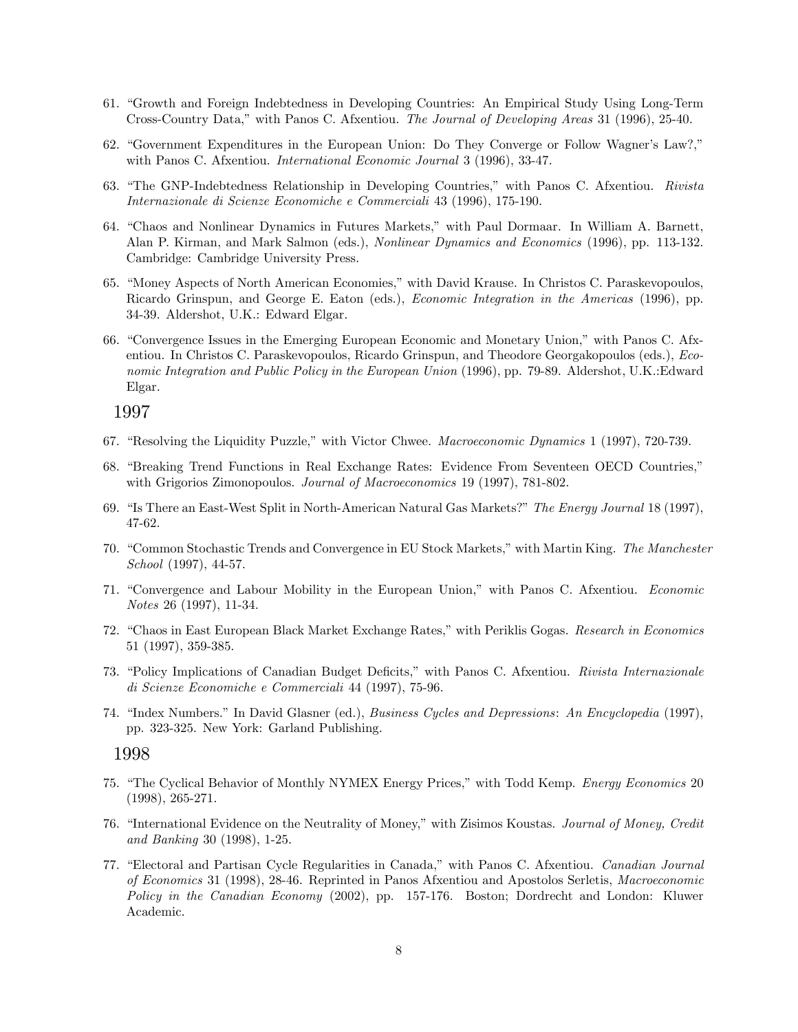61. "Growth and Foreign Indebtedness in Developing Countries: An Empirical Study Using Long-Term Cross-Country Data," with Panos C. Afxentiou. *The Journal of Developing Areas* 31 (1996), 25-40.

62. "Government Expenditures in the European Union: Do They Converge or Follow Wagner's Law?," with Panos C. Afxentiou. *International Economic Journal* 3 (1996), 33-47.

63. "The GNP-Indebtedness Relationship in Developing Countries," with Panos C. Afxentiou. *Rivista Internazionale di Scienze Economiche e Commerciali* 43 (1996), 175-190.

64. "Chaos and Nonlinear Dynamics in Futures Markets," with Paul Dormaar. In William A. Barnett, Alan P. Kirman, and Mark Salmon (eds.), *Nonlinear Dynamics and Economics* (1996), pp. 113-132. Cambridge: Cambridge University Press.

65. "Money Aspects of North American Economies," with David Krause. In Christos C. Paraskevopoulos, Ricardo Grinspun, and George E. Eaton (eds.), *Economic Integration in the Americas* (1996), pp. 34-39. Aldershot, U.K.: Edward Elgar.

66. "Convergence Issues in the Emerging European Economic and Monetary Union," with Panos C. Afxentiou. In Christos C. Paraskevopoulos, Ricardo Grinspun, and Theodore Georgakopoulos (eds.), *Economic Integration and Public Policy in the European Union* (1996), pp. 79-89. Aldershot, U.K.:Edward Elgar.

## 1997

67. "Resolving the Liquidity Puzzle," with Victor Chwee. *Macroeconomic Dynamics* 1 (1997), 720-739.

68. "Breaking Trend Functions in Real Exchange Rates: Evidence From Seventeen OECD Countries," with Grigorios Zimonopoulos. *Journal of Macroeconomics* 19 (1997), 781-802.

69. "Is There an East-West Split in North-American Natural Gas Markets?" *The Energy Journal* 18 (1997), 47-62.

70. "Common Stochastic Trends and Convergence in EU Stock Markets," with Martin King. *The Manchester School* (1997), 44-57.

71. "Convergence and Labour Mobility in the European Union," with Panos C. Afxentiou. *Economic Notes* 26 (1997), 11-34.

72. "Chaos in East European Black Market Exchange Rates," with Periklis Gogas. *Research in Economics* 51 (1997), 359-385.

73. "Policy Implications of Canadian Budget Deficits," with Panos C. Afxentiou. *Rivista Internazionale di Scienze Economiche e Commerciali* 44 (1997), 75-96.

74. "Index Numbers." In David Glasner (ed.), *Business Cycles and Depressions*: *An Encyclopedia* (1997), pp. 323-325. New York: Garland Publishing.

## 1998

75. "The Cyclical Behavior of Monthly NYMEX Energy Prices," with Todd Kemp. *Energy Economics* 20 (1998), 265-271.

76. "International Evidence on the Neutrality of Money," with Zisimos Koustas. *Journal of Money, Credit and Banking* 30 (1998), 1-25.

77. "Electoral and Partisan Cycle Regularities in Canada," with Panos C. Afxentiou. *Canadian Journal of Economics* 31 (1998), 28-46. Reprinted in Panos Afxentiou and Apostolos Serletis, *Macroeconomic Policy in the Canadian Economy* (2002), pp. 157-176. Boston; Dordrecht and London: Kluwer Academic.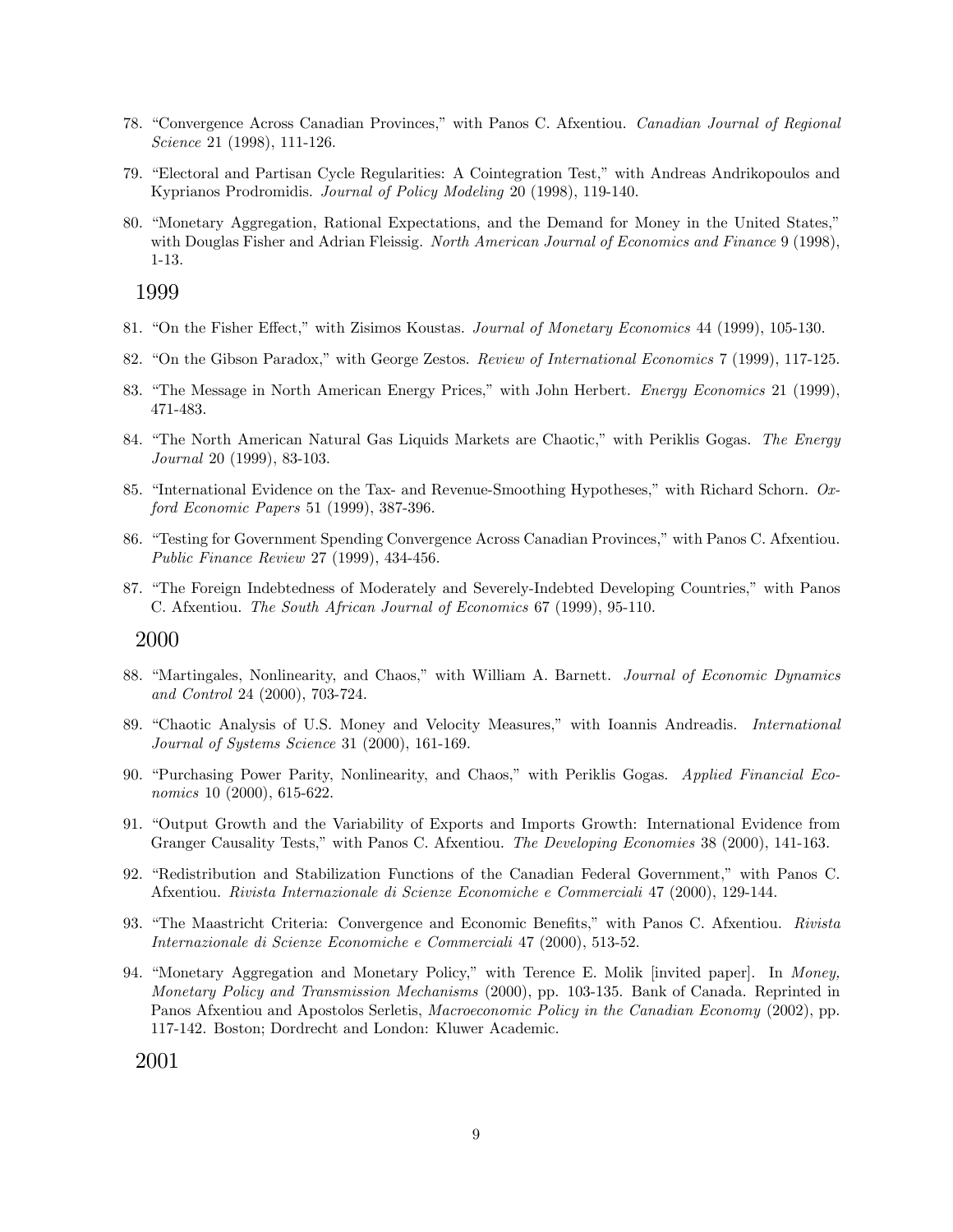78. "Convergence Across Canadian Provinces," with Panos C. Afxentiou. *Canadian Journal of Regional Science* 21 (1998), 111-126.

79. "Electoral and Partisan Cycle Regularities: A Cointegration Test," with Andreas Andrikopoulos and Kyprianos Prodromidis. *Journal of Policy Modeling* 20 (1998), 119-140.

80. "Monetary Aggregation, Rational Expectations, and the Demand for Money in the United States," with Douglas Fisher and Adrian Fleissig. *North American Journal of Economics and Finance* 9 (1998), 1-13.

## 1999

81. "On the Fisher Effect," with Zisimos Koustas. *Journal of Monetary Economics* 44 (1999), 105-130.

82. "On the Gibson Paradox," with George Zestos. *Review of International Economics* 7 (1999), 117-125.

83. "The Message in North American Energy Prices," with John Herbert. *Energy Economics* 21 (1999), 471-483.

84. "The North American Natural Gas Liquids Markets are Chaotic," with Periklis Gogas. *The Energy Journal* 20 (1999), 83-103.

85. "International Evidence on the Tax- and Revenue-Smoothing Hypotheses," with Richard Schorn. *Oxford Economic Papers* 51 (1999), 387-396.

86. "Testing for Government Spending Convergence Across Canadian Provinces," with Panos C. Afxentiou. *Public Finance Review* 27 (1999), 434-456.

87. "The Foreign Indebtedness of Moderately and Severely-Indebted Developing Countries," with Panos C. Afxentiou. *The South African Journal of Economics* 67 (1999), 95-110.

## 2000

88. "Martingales, Nonlinearity, and Chaos," with William A. Barnett. *Journal of Economic Dynamics and Control* 24 (2000), 703-724.

89. "Chaotic Analysis of U.S. Money and Velocity Measures," with Ioannis Andreadis. *International Journal of Systems Science* 31 (2000), 161-169.

90. "Purchasing Power Parity, Nonlinearity, and Chaos," with Periklis Gogas. *Applied Financial Economics* 10 (2000), 615-622.

91. "Output Growth and the Variability of Exports and Imports Growth: International Evidence from Granger Causality Tests," with Panos C. Afxentiou. *The Developing Economies* 38 (2000), 141-163.

92. "Redistribution and Stabilization Functions of the Canadian Federal Government," with Panos C. Afxentiou. *Rivista Internazionale di Scienze Economiche e Commerciali* 47 (2000), 129-144.

93. "The Maastricht Criteria: Convergence and Economic Benefits," with Panos C. Afxentiou. *Rivista Internazionale di Scienze Economiche e Commerciali* 47 (2000), 513-52.

94. "Monetary Aggregation and Monetary Policy," with Terence E. Molik [invited paper]. In *Money, Monetary Policy and Transmission Mechanisms* (2000), pp. 103-135. Bank of Canada. Reprinted in Panos Afxentiou and Apostolos Serletis, *Macroeconomic Policy in the Canadian Economy* (2002), pp. 117-142. Boston; Dordrecht and London: Kluwer Academic.

## 2001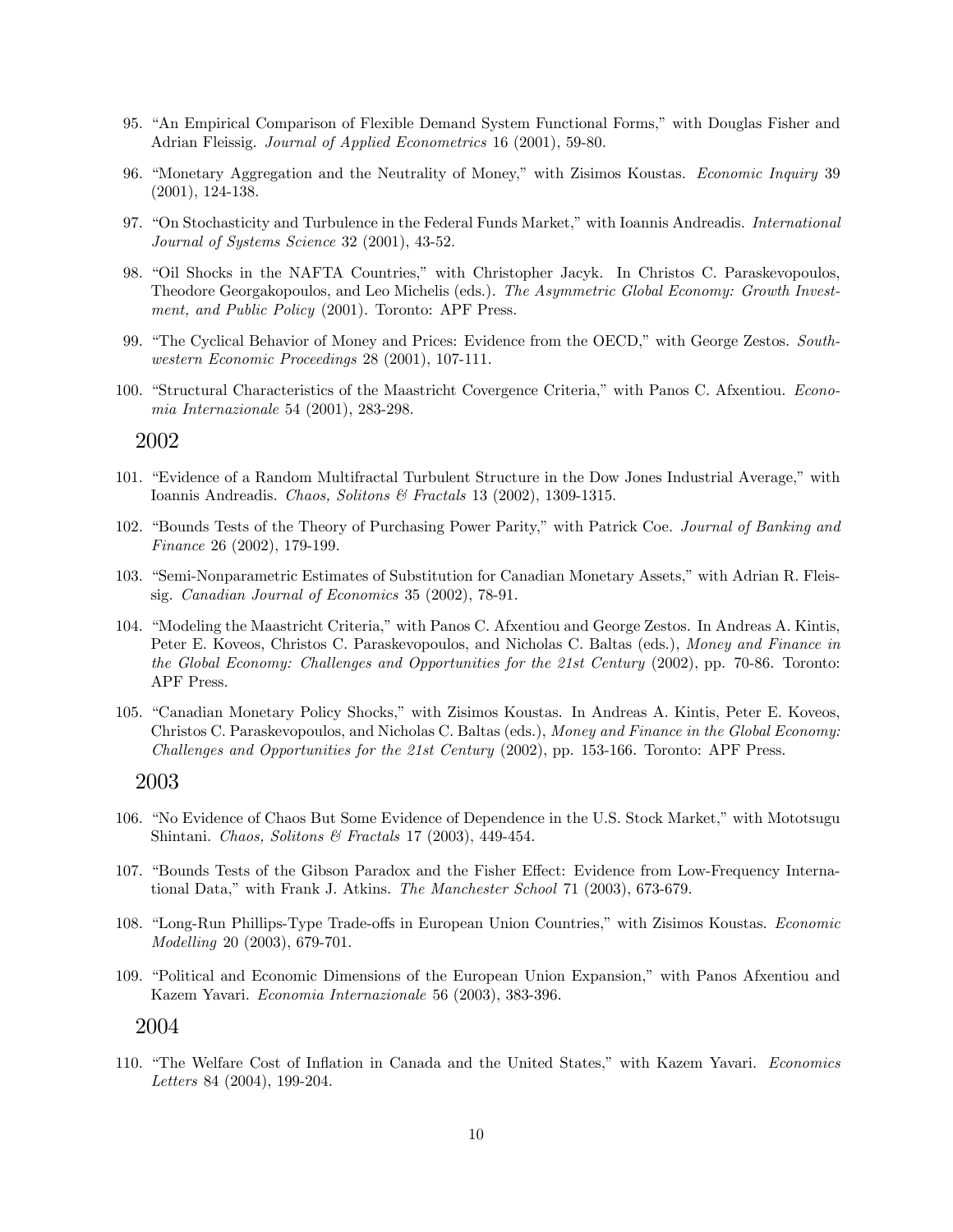95. "An Empirical Comparison of Flexible Demand System Functional Forms," with Douglas Fisher and Adrian Fleissig. *Journal of Applied Econometrics* 16 (2001), 59-80.

96. "Monetary Aggregation and the Neutrality of Money," with Zisimos Koustas. *Economic Inquiry* 39 (2001), 124-138.

97. "On Stochasticity and Turbulence in the Federal Funds Market," with Ioannis Andreadis. *International Journal of Systems Science* 32 (2001), 43-52.

98. "Oil Shocks in the NAFTA Countries," with Christopher Jacyk. In Christos C. Paraskevopoulos, Theodore Georgakopoulos, and Leo Michelis (eds.). *The Asymmetric Global Economy: Growth Investment, and Public Policy* (2001). Toronto: APF Press.

99. "The Cyclical Behavior of Money and Prices: Evidence from the OECD," with George Zestos. *Southwestern Economic Proceedings* 28 (2001), 107-111.

100. "Structural Characteristics of the Maastricht Covergence Criteria," with Panos C. Afxentiou. *Economia Internazionale* 54 (2001), 283-298.

## 2002

101. "Evidence of a Random Multifractal Turbulent Structure in the Dow Jones Industrial Average," with Ioannis Andreadis. *Chaos, Solitons & Fractals* 13 (2002), 1309-1315.

102. "Bounds Tests of the Theory of Purchasing Power Parity," with Patrick Coe. *Journal of Banking and Finance* 26 (2002), 179-199.

103. "Semi-Nonparametric Estimates of Substitution for Canadian Monetary Assets," with Adrian R. Fleissig. *Canadian Journal of Economics* 35 (2002), 78-91.

104. "Modeling the Maastricht Criteria," with Panos C. Afxentiou and George Zestos. In Andreas A. Kintis, Peter E. Koveos, Christos C. Paraskevopoulos, and Nicholas C. Baltas (eds.), *Money and Finance in the Global Economy: Challenges and Opportunities for the 21st Century* (2002), pp. 70-86. Toronto: APF Press.

105. "Canadian Monetary Policy Shocks," with Zisimos Koustas. In Andreas A. Kintis, Peter E. Koveos, Christos C. Paraskevopoulos, and Nicholas C. Baltas (eds.), *Money and Finance in the Global Economy: Challenges and Opportunities for the 21st Century* (2002), pp. 153-166. Toronto: APF Press.

## 2003

106. "No Evidence of Chaos But Some Evidence of Dependence in the U.S. Stock Market," with Mototsugu Shintani. *Chaos, Solitons & Fractals* 17 (2003), 449-454.

107. "Bounds Tests of the Gibson Paradox and the Fisher Effect: Evidence from Low-Frequency International Data," with Frank J. Atkins. *The Manchester School* 71 (2003), 673-679.

108. "Long-Run Phillips-Type Trade-offs in European Union Countries," with Zisimos Koustas. *Economic Modelling* 20 (2003), 679-701.

109. "Political and Economic Dimensions of the European Union Expansion," with Panos Afxentiou and Kazem Yavari. *Economia Internazionale* 56 (2003), 383-396.

## 2004

110. "The Welfare Cost of Inflation in Canada and the United States," with Kazem Yavari. *Economics Letters* 84 (2004), 199-204.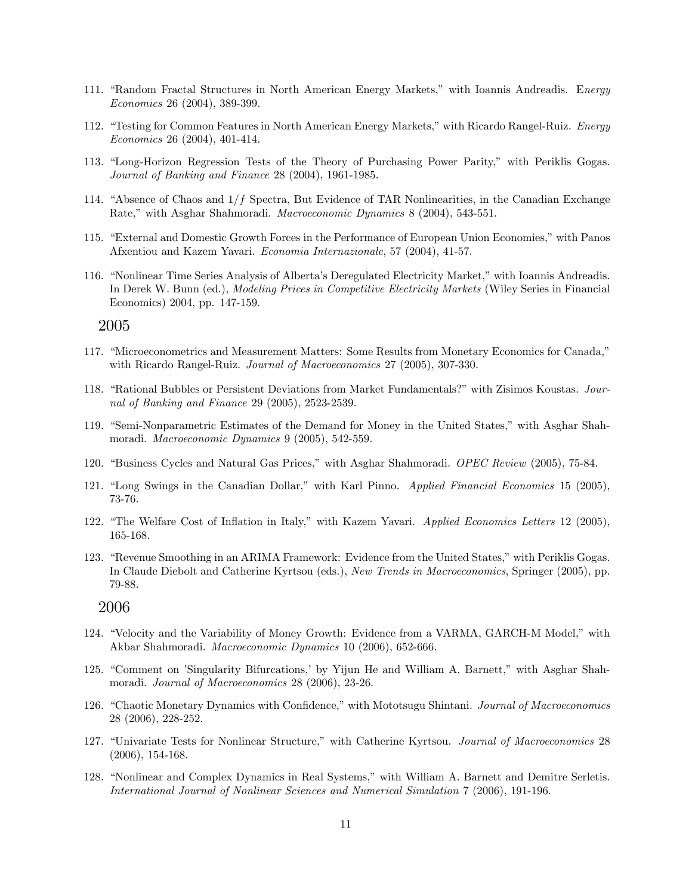111. "Random Fractal Structures in North American Energy Markets," with Ioannis Andreadis. E*nergy Economics* 26 (2004), 389-399.

112. "Testing for Common Features in North American Energy Markets," with Ricardo Rangel-Ruiz. *Energy Economics* 26 (2004), 401-414.

113. "Long-Horizon Regression Tests of the Theory of Purchasing Power Parity," with Periklis Gogas. *Journal of Banking and Finance* 28 (2004), 1961-1985.

114. "Absence of Chaos and $1/f$ Spectra, But Evidence of TAR Nonlinearities, in the Canadian Exchange Rate," with Asghar Shahmoradi. *Macroeconomic Dynamics* 8 (2004), 543-551.

115. "External and Domestic Growth Forces in the Performance of European Union Economies," with Panos Afxentiou and Kazem Yavari. *Economia Internazionale*, 57 (2004), 41-57.

116. "Nonlinear Time Series Analysis of Alberta's Deregulated Electricity Market," with Ioannis Andreadis. In Derek W. Bunn (ed.), *Modeling Prices in Competitive Electricity Markets* (Wiley Series in Financial Economics) 2004, pp. 147-159.

## 2005

117. "Microeconometrics and Measurement Matters: Some Results from Monetary Economics for Canada," with Ricardo Rangel-Ruiz. *Journal of Macroeconomics* 27 (2005), 307-330.

118. "Rational Bubbles or Persistent Deviations from Market Fundamentals?" with Zisimos Koustas. *Journal of Banking and Finance* 29 (2005), 2523-2539.

119. "Semi-Nonparametric Estimates of the Demand for Money in the United States," with Asghar Shahmoradi. *Macroeconomic Dynamics* 9 (2005), 542-559.

120. "Business Cycles and Natural Gas Prices," with Asghar Shahmoradi. *OPEC Review* (2005), 75-84.

121. "Long Swings in the Canadian Dollar," with Karl Pinno. *Applied Financial Economics* 15 (2005), 73-76.

122. "The Welfare Cost of Inflation in Italy," with Kazem Yavari. *Applied Economics Letters* 12 (2005), 165-168.

123. "Revenue Smoothing in an ARIMA Framework: Evidence from the United States," with Periklis Gogas. In Claude Diebolt and Catherine Kyrtsou (eds.), *New Trends in Macroeconomics*, Springer (2005), pp. 79-88.

## 2006

124. "Velocity and the Variability of Money Growth: Evidence from a VARMA, GARCH-M Model," with Akbar Shahmoradi. *Macroeconomic Dynamics* 10 (2006), 652-666.

125. "Comment on 'Singularity Bifurcations,' by Yijun He and William A. Barnett," with Asghar Shahmoradi. *Journal of Macroeconomics* 28 (2006), 23-26.

126. "Chaotic Monetary Dynamics with Confidence," with Mototsugu Shintani. *Journal of Macroeconomics* 28 (2006), 228-252.

127. "Univariate Tests for Nonlinear Structure," with Catherine Kyrtsou. *Journal of Macroeconomics* 28 (2006), 154-168.

128. "Nonlinear and Complex Dynamics in Real Systems," with William A. Barnett and Demitre Serletis. *International Journal of Nonlinear Sciences and Numerical Simulation* 7 (2006), 191-196.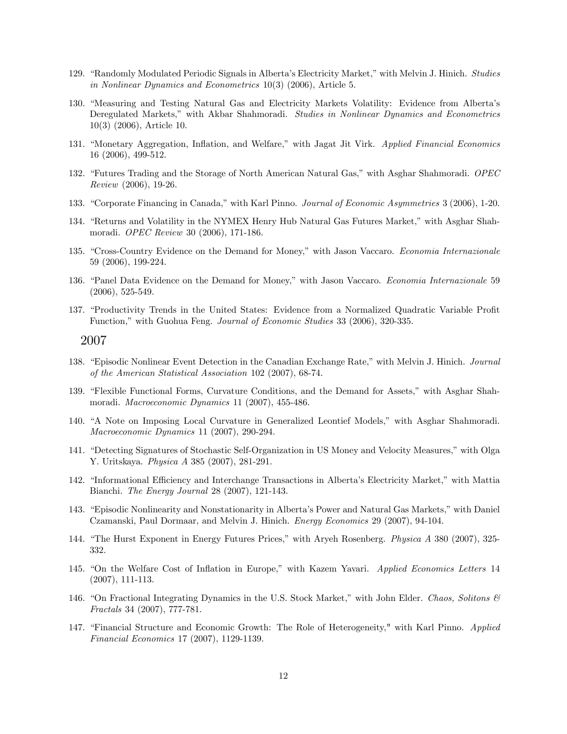129. "Randomly Modulated Periodic Signals in Alberta's Electricity Market," with Melvin J. Hinich. *Studies in Nonlinear Dynamics and Econometrics* 10(3) (2006), Article 5.

130. "Measuring and Testing Natural Gas and Electricity Markets Volatility: Evidence from Alberta's Deregulated Markets," with Akbar Shahmoradi. *Studies in Nonlinear Dynamics and Econometrics* 10(3) (2006), Article 10.

131. "Monetary Aggregation, Inflation, and Welfare," with Jagat Jit Virk. *Applied Financial Economics* 16 (2006), 499-512.

132. "Futures Trading and the Storage of North American Natural Gas," with Asghar Shahmoradi. *OPEC Review* (2006), 19-26.

133. "Corporate Financing in Canada," with Karl Pinno. *Journal of Economic Asymmetries* 3 (2006), 1-20.

134. "Returns and Volatility in the NYMEX Henry Hub Natural Gas Futures Market," with Asghar Shahmoradi. *OPEC Review* 30 (2006), 171-186.

135. "Cross-Country Evidence on the Demand for Money," with Jason Vaccaro. *Economia Internazionale* 59 (2006), 199-224.

136. "Panel Data Evidence on the Demand for Money," with Jason Vaccaro. *Economia Internazionale* 59 (2006), 525-549.

137. "Productivity Trends in the United States: Evidence from a Normalized Quadratic Variable Profit Function," with Guohua Feng. *Journal of Economic Studies* 33 (2006), 320-335.

## 2007

138. "Episodic Nonlinear Event Detection in the Canadian Exchange Rate," with Melvin J. Hinich. *Journal of the American Statistical Association* 102 (2007), 68-74.

139. "Flexible Functional Forms, Curvature Conditions, and the Demand for Assets," with Asghar Shahmoradi. *Macroeconomic Dynamics* 11 (2007), 455-486.

140. "A Note on Imposing Local Curvature in Generalized Leontief Models," with Asghar Shahmoradi. *Macroeconomic Dynamics* 11 (2007), 290-294.

141. "Detecting Signatures of Stochastic Self-Organization in US Money and Velocity Measures," with Olga Y. Uritskaya. *Physica A* 385 (2007), 281-291.

142. "Informational Efficiency and Interchange Transactions in Alberta's Electricity Market," with Mattia Bianchi. *The Energy Journal* 28 (2007), 121-143.

143. "Episodic Nonlinearity and Nonstationarity in Alberta's Power and Natural Gas Markets," with Daniel Czamanski, Paul Dormaar, and Melvin J. Hinich. *Energy Economics* 29 (2007), 94-104.

144. "The Hurst Exponent in Energy Futures Prices," with Aryeh Rosenberg. *Physica A* 380 (2007), 325-332.

145. "On the Welfare Cost of Inflation in Europe," with Kazem Yavari. *Applied Economics Letters* 14 (2007), 111-113.

146. "On Fractional Integrating Dynamics in the U.S. Stock Market," with John Elder. *Chaos, Solitons & Fractals* 34 (2007), 777-781.

147. "Financial Structure and Economic Growth: The Role of Heterogeneity," with Karl Pinno. *Applied Financial Economics* 17 (2007), 1129-1139.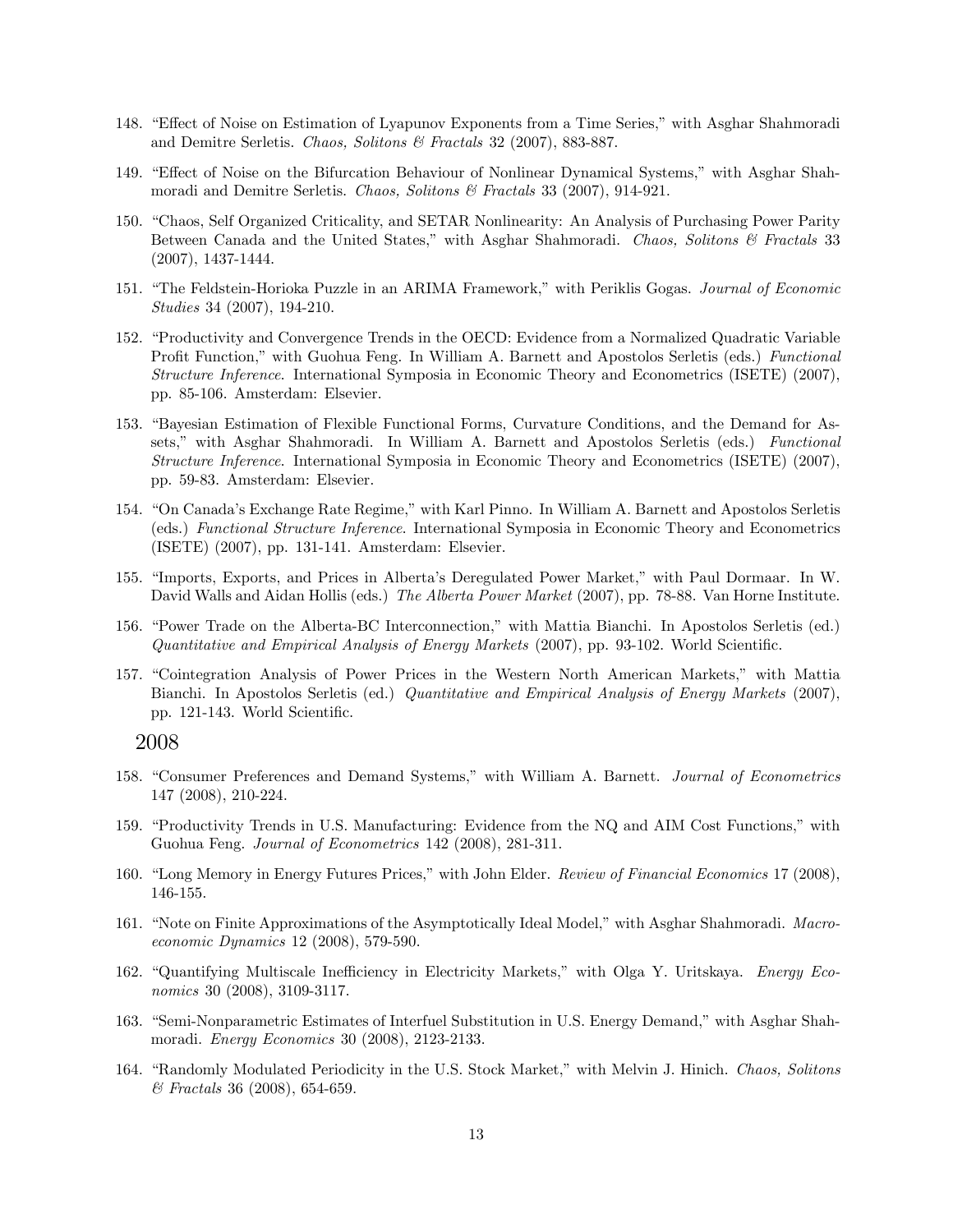148. "Effect of Noise on Estimation of Lyapunov Exponents from a Time Series," with Asghar Shahmoradi and Demitre Serletis. *Chaos, Solitons & Fractals* 32 (2007), 883-887.

149. "Effect of Noise on the Bifurcation Behaviour of Nonlinear Dynamical Systems," with Asghar Shahmoradi and Demitre Serletis. *Chaos, Solitons & Fractals* 33 (2007), 914-921.

150. "Chaos, Self Organized Criticality, and SETAR Nonlinearity: An Analysis of Purchasing Power Parity Between Canada and the United States," with Asghar Shahmoradi. *Chaos, Solitons & Fractals* 33 (2007), 1437-1444.

151. "The Feldstein-Horioka Puzzle in an ARIMA Framework," with Periklis Gogas. *Journal of Economic Studies* 34 (2007), 194-210.

152. "Productivity and Convergence Trends in the OECD: Evidence from a Normalized Quadratic Variable Profit Function," with Guohua Feng. In William A. Barnett and Apostolos Serletis (eds.) *Functional Structure Inference*. International Symposia in Economic Theory and Econometrics (ISETE) (2007), pp. 85-106. Amsterdam: Elsevier.

153. "Bayesian Estimation of Flexible Functional Forms, Curvature Conditions, and the Demand for Assets," with Asghar Shahmoradi. In William A. Barnett and Apostolos Serletis (eds.) *Functional Structure Inference*. International Symposia in Economic Theory and Econometrics (ISETE) (2007), pp. 59-83. Amsterdam: Elsevier.

154. "On Canada's Exchange Rate Regime," with Karl Pinno. In William A. Barnett and Apostolos Serletis (eds.) *Functional Structure Inference*. International Symposia in Economic Theory and Econometrics (ISETE) (2007), pp. 131-141. Amsterdam: Elsevier.

155. "Imports, Exports, and Prices in Alberta's Deregulated Power Market," with Paul Dormaar. In W. David Walls and Aidan Hollis (eds.) *The Alberta Power Market* (2007), pp. 78-88. Van Horne Institute.

156. "Power Trade on the Alberta-BC Interconnection," with Mattia Bianchi. In Apostolos Serletis (ed.) *Quantitative and Empirical Analysis of Energy Markets* (2007), pp. 93-102. World Scientific.

157. "Cointegration Analysis of Power Prices in the Western North American Markets," with Mattia Bianchi. In Apostolos Serletis (ed.) *Quantitative and Empirical Analysis of Energy Markets* (2007), pp. 121-143. World Scientific.

## 2008

158. "Consumer Preferences and Demand Systems," with William A. Barnett. *Journal of Econometrics* 147 (2008), 210-224.

159. "Productivity Trends in U.S. Manufacturing: Evidence from the NQ and AIM Cost Functions," with Guohua Feng. *Journal of Econometrics* 142 (2008), 281-311.

160. "Long Memory in Energy Futures Prices," with John Elder. *Review of Financial Economics* 17 (2008), 146-155.

161. "Note on Finite Approximations of the Asymptotically Ideal Model," with Asghar Shahmoradi. *Macroeconomic Dynamics* 12 (2008), 579-590.

162. "Quantifying Multiscale Inefficiency in Electricity Markets," with Olga Y. Uritskaya. *Energy Economics* 30 (2008), 3109-3117.

163. "Semi-Nonparametric Estimates of Interfuel Substitution in U.S. Energy Demand," with Asghar Shahmoradi. *Energy Economics* 30 (2008), 2123-2133.

164. "Randomly Modulated Periodicity in the U.S. Stock Market," with Melvin J. Hinich. *Chaos, Solitons & Fractals* 36 (2008), 654-659.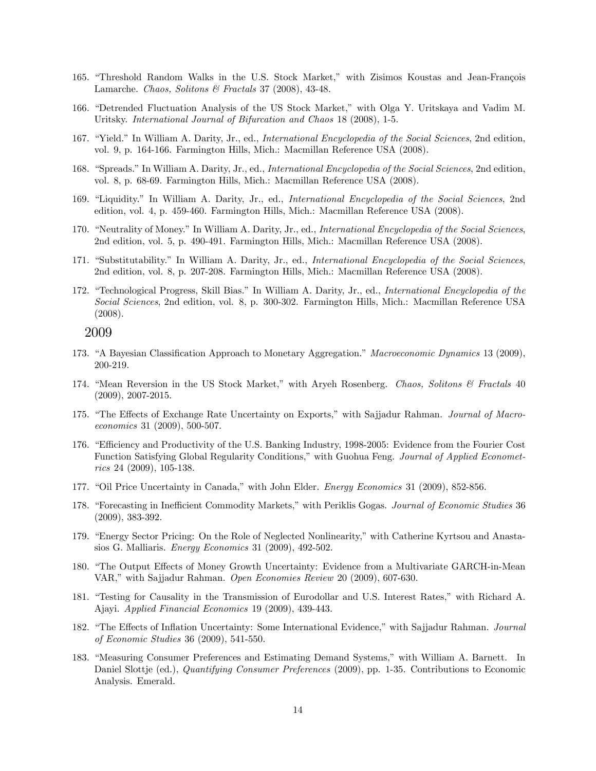165. "Threshold Random Walks in the U.S. Stock Market," with Zisimos Koustas and Jean-François Lamarche. *Chaos, Solitons & Fractals* 37 (2008), 43-48.

166. "Detrended Fluctuation Analysis of the US Stock Market," with Olga Y. Uritskaya and Vadim M. Uritsky. *International Journal of Bifurcation and Chaos* 18 (2008), 1-5.

167. "Yield." In William A. Darity, Jr., ed., *International Encyclopedia of the Social Sciences*, 2nd edition, vol. 9, p. 164-166. Farmington Hills, Mich.: Macmillan Reference USA (2008).

168. "Spreads." In William A. Darity, Jr., ed., *International Encyclopedia of the Social Sciences*, 2nd edition, vol. 8, p. 68-69. Farmington Hills, Mich.: Macmillan Reference USA (2008).

169. "Liquidity." In William A. Darity, Jr., ed., *International Encyclopedia of the Social Sciences*, 2nd edition, vol. 4, p. 459-460. Farmington Hills, Mich.: Macmillan Reference USA (2008).

170. "Neutrality of Money." In William A. Darity, Jr., ed., *International Encyclopedia of the Social Sciences*, 2nd edition, vol. 5, p. 490-491. Farmington Hills, Mich.: Macmillan Reference USA (2008).

171. "Substitutability." In William A. Darity, Jr., ed., *International Encyclopedia of the Social Sciences*, 2nd edition, vol. 8, p. 207-208. Farmington Hills, Mich.: Macmillan Reference USA (2008).

172. "Technological Progress, Skill Bias." In William A. Darity, Jr., ed., *International Encyclopedia of the Social Sciences*, 2nd edition, vol. 8, p. 300-302. Farmington Hills, Mich.: Macmillan Reference USA (2008).

## 2009

173. "A Bayesian Classification Approach to Monetary Aggregation." *Macroeconomic Dynamics* 13 (2009), 200-219.

174. "Mean Reversion in the US Stock Market," with Aryeh Rosenberg. *Chaos, Solitons & Fractals* 40 (2009), 2007-2015.

175. "The Effects of Exchange Rate Uncertainty on Exports," with Sajjadur Rahman. *Journal of Macroeconomics* 31 (2009), 500-507.

176. "Efficiency and Productivity of the U.S. Banking Industry, 1998-2005: Evidence from the Fourier Cost Function Satisfying Global Regularity Conditions," with Guohua Feng. *Journal of Applied Econometrics* 24 (2009), 105-138.

177. "Oil Price Uncertainty in Canada," with John Elder. *Energy Economics* 31 (2009), 852-856.

178. "Forecasting in Inefficient Commodity Markets," with Periklis Gogas. *Journal of Economic Studies* 36 (2009), 383-392.

179. "Energy Sector Pricing: On the Role of Neglected Nonlinearity," with Catherine Kyrtsou and Anastasios G. Malliaris. *Energy Economics* 31 (2009), 492-502.

180. "The Output Effects of Money Growth Uncertainty: Evidence from a Multivariate GARCH-in-Mean VAR," with Sajjadur Rahman. *Open Economies Review* 20 (2009), 607-630.

181. "Testing for Causality in the Transmission of Eurodollar and U.S. Interest Rates," with Richard A. Ajayi. *Applied Financial Economics* 19 (2009), 439-443.

182. "The Effects of Inflation Uncertainty: Some International Evidence," with Sajjadur Rahman. *Journal of Economic Studies* 36 (2009), 541-550.

183. "Measuring Consumer Preferences and Estimating Demand Systems," with William A. Barnett. In Daniel Slottje (ed.), *Quantifying Consumer Preferences* (2009), pp. 1-35. Contributions to Economic Analysis. Emerald.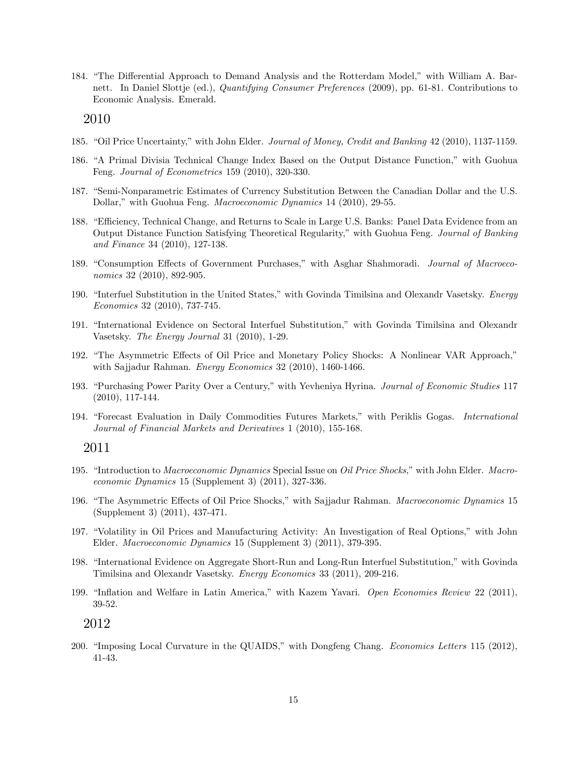184. "The Differential Approach to Demand Analysis and the Rotterdam Model," with William A. Barnett. In Daniel Slottje (ed.), *Quantifying Consumer Preferences* (2009), pp. 61-81. Contributions to Economic Analysis. Emerald.

## 2010

185. "Oil Price Uncertainty," with John Elder. *Journal of Money, Credit and Banking* 42 (2010), 1137-1159.

186. "A Primal Divisia Technical Change Index Based on the Output Distance Function," with Guohua Feng. *Journal of Econometrics* 159 (2010), 320-330.

187. "Semi-Nonparametric Estimates of Currency Substitution Between the Canadian Dollar and the U.S. Dollar," with Guohua Feng. *Macroeconomic Dynamics* 14 (2010), 29-55.

188. "Efficiency, Technical Change, and Returns to Scale in Large U.S. Banks: Panel Data Evidence from an Output Distance Function Satisfying Theoretical Regularity," with Guohua Feng. *Journal of Banking and Finance* 34 (2010), 127-138.

189. "Consumption Effects of Government Purchases," with Asghar Shahmoradi. *Journal of Macroeconomics* 32 (2010), 892-905.

190. "Interfuel Substitution in the United States," with Govinda Timilsina and Olexandr Vasetsky. *Energy Economics* 32 (2010), 737-745.

191. "International Evidence on Sectoral Interfuel Substitution," with Govinda Timilsina and Olexandr Vasetsky. *The Energy Journal* 31 (2010), 1-29.

192. "The Asymmetric Effects of Oil Price and Monetary Policy Shocks: A Nonlinear VAR Approach," with Sajjadur Rahman. *Energy Economics* 32 (2010), 1460-1466.

193. "Purchasing Power Parity Over a Century," with Yevheniya Hyrina. *Journal of Economic Studies* 117 (2010), 117-144.

194. "Forecast Evaluation in Daily Commodities Futures Markets," with Periklis Gogas. *International Journal of Financial Markets and Derivatives* 1 (2010), 155-168.

## 2011

195. "Introduction to *Macroeconomic Dynamics* Special Issue on *Oil Price Shocks*," with John Elder. *Macroeconomic Dynamics* 15 (Supplement 3) (2011), 327-336.

196. "The Asymmetric Effects of Oil Price Shocks," with Sajjadur Rahman. *Macroeconomic Dynamics* 15 (Supplement 3) (2011), 437-471.

197. "Volatility in Oil Prices and Manufacturing Activity: An Investigation of Real Options," with John Elder. *Macroeconomic Dynamics* 15 (Supplement 3) (2011), 379-395.

198. "International Evidence on Aggregate Short-Run and Long-Run Interfuel Substitution," with Govinda Timilsina and Olexandr Vasetsky. *Energy Economics* 33 (2011), 209-216.

199. "Inflation and Welfare in Latin America," with Kazem Yavari. *Open Economies Review* 22 (2011), 39-52.

## 2012

200. "Imposing Local Curvature in the QUAIDS," with Dongfeng Chang. *Economics Letters* 115 (2012), 41-43.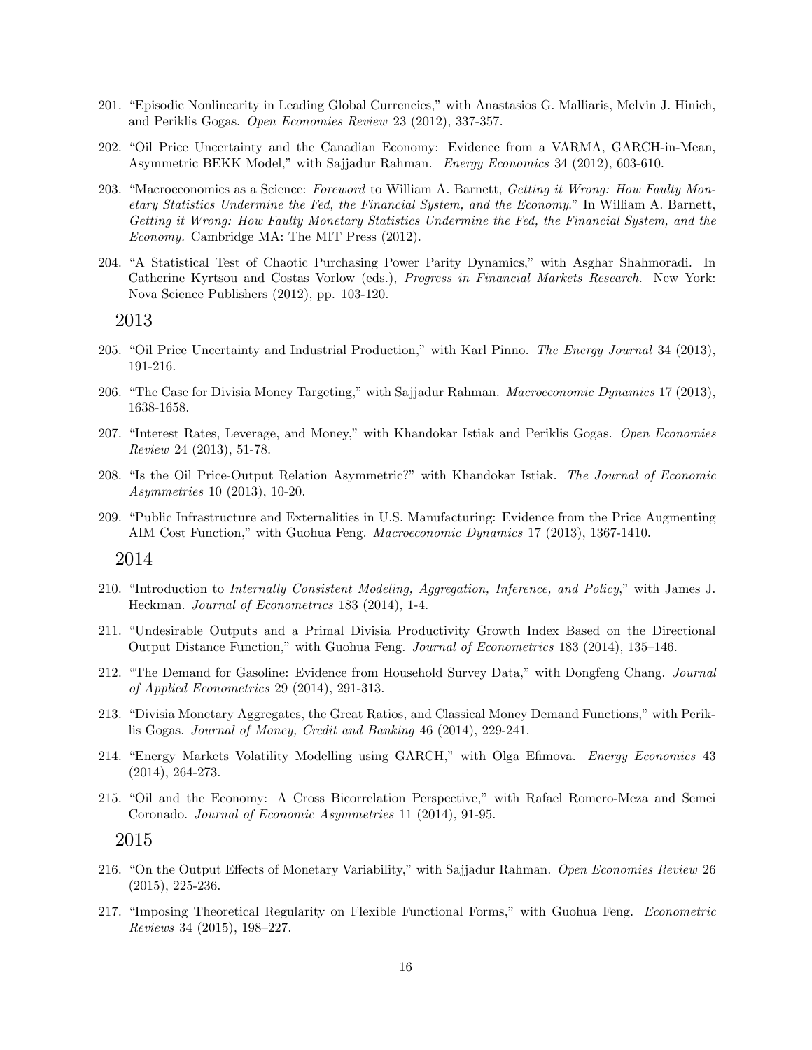201. "Episodic Nonlinearity in Leading Global Currencies," with Anastasios G. Malliaris, Melvin J. Hinich, and Periklis Gogas. *Open Economies Review* 23 (2012), 337-357.

202. "Oil Price Uncertainty and the Canadian Economy: Evidence from a VARMA, GARCH-in-Mean, Asymmetric BEKK Model," with Sajjadur Rahman. *Energy Economics* 34 (2012), 603-610.

203. "Macroeconomics as a Science: *Foreword* to William A. Barnett, *Getting it Wrong: How Faulty Monetary Statistics Undermine the Fed, the Financial System, and the Economy.*" In William A. Barnett, *Getting it Wrong: How Faulty Monetary Statistics Undermine the Fed, the Financial System, and the Economy.* Cambridge MA: The MIT Press (2012).

204. "A Statistical Test of Chaotic Purchasing Power Parity Dynamics," with Asghar Shahmoradi. In Catherine Kyrtsou and Costas Vorlow (eds.), *Progress in Financial Markets Research.* New York: Nova Science Publishers (2012), pp. 103-120.

## 2013

205. "Oil Price Uncertainty and Industrial Production," with Karl Pinno. *The Energy Journal* 34 (2013), 191-216.

206. "The Case for Divisia Money Targeting," with Sajjadur Rahman. *Macroeconomic Dynamics* 17 (2013), 1638-1658.

207. "Interest Rates, Leverage, and Money," with Khandokar Istiak and Periklis Gogas. *Open Economies Review* 24 (2013), 51-78.

208. "Is the Oil Price-Output Relation Asymmetric?" with Khandokar Istiak. *The Journal of Economic Asymmetries* 10 (2013), 10-20.

209. "Public Infrastructure and Externalities in U.S. Manufacturing: Evidence from the Price Augmenting AIM Cost Function," with Guohua Feng. *Macroeconomic Dynamics* 17 (2013), 1367-1410.

## 2014

210. "Introduction to *Internally Consistent Modeling, Aggregation, Inference, and Policy*," with James J. Heckman. *Journal of Econometrics* 183 (2014), 1-4.

211. "Undesirable Outputs and a Primal Divisia Productivity Growth Index Based on the Directional Output Distance Function," with Guohua Feng. *Journal of Econometrics* 183 (2014), 135–146.

212. "The Demand for Gasoline: Evidence from Household Survey Data," with Dongfeng Chang. *Journal of Applied Econometrics* 29 (2014), 291-313.

213. "Divisia Monetary Aggregates, the Great Ratios, and Classical Money Demand Functions," with Periklis Gogas. *Journal of Money, Credit and Banking* 46 (2014), 229-241.

214. "Energy Markets Volatility Modelling using GARCH," with Olga Efimova. *Energy Economics* 43 (2014), 264-273.

215. "Oil and the Economy: A Cross Bicorrelation Perspective," with Rafael Romero-Meza and Semei Coronado. *Journal of Economic Asymmetries* 11 (2014), 91-95.

## 2015

216. "On the Output Effects of Monetary Variability," with Sajjadur Rahman. *Open Economies Review* 26 (2015), 225-236.

217. "Imposing Theoretical Regularity on Flexible Functional Forms," with Guohua Feng. *Econometric Reviews* 34 (2015), 198–227.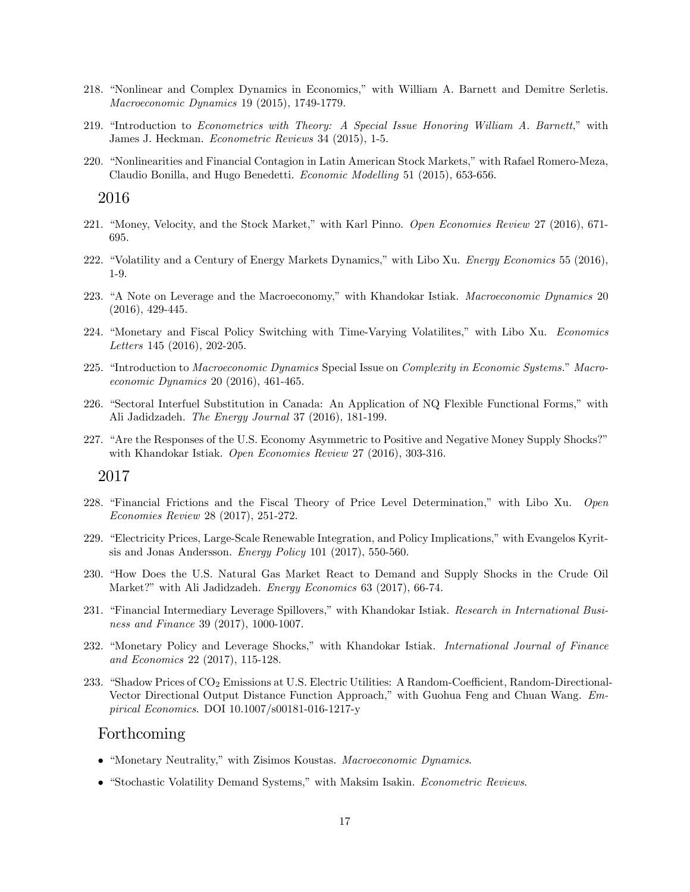218. "Nonlinear and Complex Dynamics in Economics," with William A. Barnett and Demitre Serletis. *Macroeconomic Dynamics* 19 (2015), 1749-1779.

219. "Introduction to *Econometrics with Theory: A Special Issue Honoring William A. Barnett*," with James J. Heckman. *Econometric Reviews* 34 (2015), 1-5.

220. "Nonlinearities and Financial Contagion in Latin American Stock Markets," with Rafael Romero-Meza, Claudio Bonilla, and Hugo Benedetti. *Economic Modelling* 51 (2015), 653-656.

## 2016

221. "Money, Velocity, and the Stock Market," with Karl Pinno. *Open Economies Review* 27 (2016), 671-695.

222. "Volatility and a Century of Energy Markets Dynamics," with Libo Xu. *Energy Economics* 55 (2016), 1-9.

223. "A Note on Leverage and the Macroeconomy," with Khandokar Istiak. *Macroeconomic Dynamics* 20 (2016), 429-445.

224. "Monetary and Fiscal Policy Switching with Time-Varying Volatilites," with Libo Xu. *Economics Letters* 145 (2016), 202-205.

225. "Introduction to *Macroeconomic Dynamics* Special Issue on *Complexity in Economic Systems*." *Macroeconomic Dynamics* 20 (2016), 461-465.

226. "Sectoral Interfuel Substitution in Canada: An Application of NQ Flexible Functional Forms," with Ali Jadidzadeh. *The Energy Journal* 37 (2016), 181-199.

227. "Are the Responses of the U.S. Economy Asymmetric to Positive and Negative Money Supply Shocks?" with Khandokar Istiak. *Open Economies Review* 27 (2016), 303-316.

## 2017

228. "Financial Frictions and the Fiscal Theory of Price Level Determination," with Libo Xu. *Open Economies Review* 28 (2017), 251-272.

229. "Electricity Prices, Large-Scale Renewable Integration, and Policy Implications," with Evangelos Kyritsis and Jonas Andersson. *Energy Policy* 101 (2017), 550-560.

230. "How Does the U.S. Natural Gas Market React to Demand and Supply Shocks in the Crude Oil Market?" with Ali Jadidzadeh. *Energy Economics* 63 (2017), 66-74.

231. "Financial Intermediary Leverage Spillovers," with Khandokar Istiak. *Research in International Business and Finance* 39 (2017), 1000-1007.

232. "Monetary Policy and Leverage Shocks," with Khandokar Istiak. *International Journal of Finance and Economics* 22 (2017), 115-128.

233. "Shadow Prices of $CO_2$ Emissions at U.S. Electric Utilities: A Random-Coefficient, Random-Directional-Vector Directional Output Distance Function Approach," with Guohua Feng and Chuan Wang. *Empirical Economics*. DOI 10.1007/s00181-016-1217-y

## Forthcoming

- "Monetary Neutrality," with Zisimos Koustas. *Macroeconomic Dynamics*.
- "Stochastic Volatility Demand Systems," with Maksim Isakin. *Econometric Reviews*.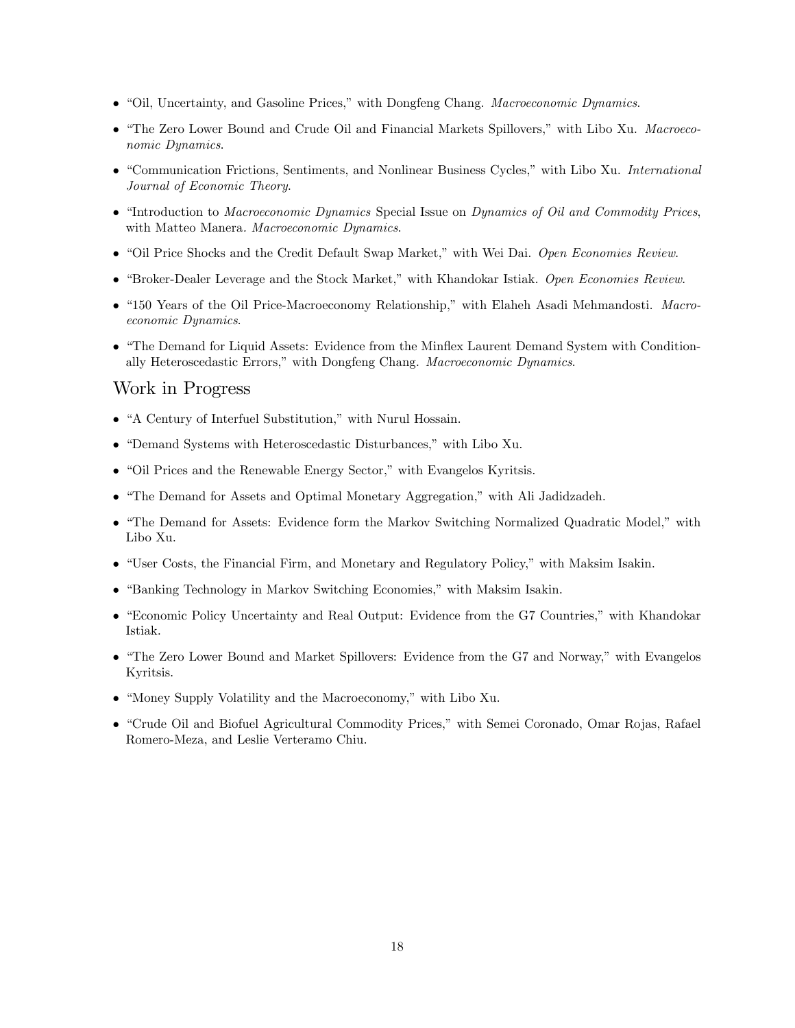- "Oil, Uncertainty, and Gasoline Prices," with Dongfeng Chang. *Macroeconomic Dynamics*.
- "The Zero Lower Bound and Crude Oil and Financial Markets Spillovers," with Libo Xu. *Macroeconomic Dynamics*.
- "Communication Frictions, Sentiments, and Nonlinear Business Cycles," with Libo Xu. *International Journal of Economic Theory*.
- "Introduction to *Macroeconomic Dynamics* Special Issue on *Dynamics of Oil and Commodity Prices*, with Matteo Manera. *Macroeconomic Dynamics*.
- "Oil Price Shocks and the Credit Default Swap Market," with Wei Dai. *Open Economies Review*.
- "Broker-Dealer Leverage and the Stock Market," with Khandokar Istiak. *Open Economies Review*.
- "150 Years of the Oil Price-Macroeconomy Relationship," with Elaheh Asadi Mehmandosti. *Macroeconomic Dynamics*.
- "The Demand for Liquid Assets: Evidence from the Minflex Laurent Demand System with Conditionally Heteroscedastic Errors," with Dongfeng Chang. *Macroeconomic Dynamics*.

## Work in Progress

- "A Century of Interfuel Substitution," with Nurul Hossain.
- "Demand Systems with Heteroscedastic Disturbances," with Libo Xu.
- "Oil Prices and the Renewable Energy Sector," with Evangelos Kyritsis.
- "The Demand for Assets and Optimal Monetary Aggregation," with Ali Jadidzadeh.
- "The Demand for Assets: Evidence form the Markov Switching Normalized Quadratic Model," with Libo Xu.
- "User Costs, the Financial Firm, and Monetary and Regulatory Policy," with Maksim Isakin.
- "Banking Technology in Markov Switching Economies," with Maksim Isakin.
- "Economic Policy Uncertainty and Real Output: Evidence from the G7 Countries," with Khandokar Istiak.
- "The Zero Lower Bound and Market Spillovers: Evidence from the G7 and Norway," with Evangelos Kyritsis.
- "Money Supply Volatility and the Macroeconomy," with Libo Xu.
- "Crude Oil and Biofuel Agricultural Commodity Prices," with Semei Coronado, Omar Rojas, Rafael Romero-Meza, and Leslie Verteramo Chiu.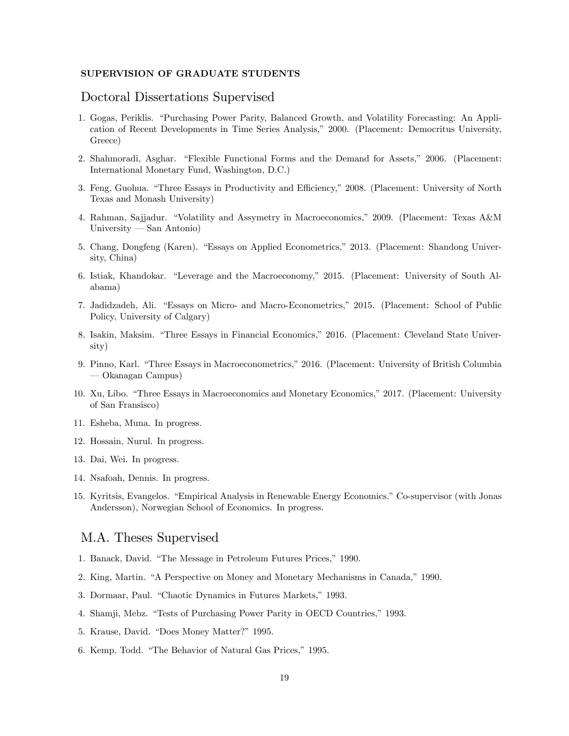**SUPERVISION OF GRADUATE STUDENTS**

## Doctoral Dissertations Supervised

1. Gogas, Periklis. "Purchasing Power Parity, Balanced Growth, and Volatility Forecasting: An Application of Recent Developments in Time Series Analysis," 2000. (Placement: Democritus University, Greece)
2. Shahmoradi, Asghar. "Flexible Functional Forms and the Demand for Assets," 2006. (Placement: International Monetary Fund, Washington, D.C.)
3. Feng, Guohua. "Three Essays in Productivity and Efficiency," 2008. (Placement: University of North Texas and Monash University)
4. Rahman, Sajjadur. "Volatility and Assymetry in Macroeconomics," 2009. (Placement: Texas A&M University — San Antonio)
5. Chang, Dongfeng (Karen). "Essays on Applied Econometrics," 2013. (Placement: Shandong University, China)
6. Istiak, Khandokar. "Leverage and the Macroeconomy," 2015. (Placement: University of South Alabama)
7. Jadidzadeh, Ali. "Essays on Micro- and Macro-Econometrics," 2015. (Placement: School of Public Policy, University of Calgary)
8. Isakin, Maksim. "Three Essays in Financial Economics," 2016. (Placement: Cleveland State University)
9. Pinno, Karl. "Three Essays in Macroeconometrics," 2016. (Placement: University of British Columbia — Okanagan Campus)
10. Xu, Libo. "Three Essays in Macroeconomics and Monetary Economics," 2017. (Placement: University of San Fransisco)
11. Esheba, Muna. In progress.
12. Hossain, Nurul. In progress.
13. Dai, Wei. In progress.
14. Nsafoah, Dennis. In progress.
15. Kyritsis, Evangelos. "Empirical Analysis in Renewable Energy Economics." Co-supervisor (with Jonas Andersson), Norwegian School of Economics. In progress.

## M.A. Theses Supervised

1. Banack, David. "The Message in Petroleum Futures Prices," 1990.
2. King, Martin. "A Perspective on Money and Monetary Mechanisms in Canada," 1990.
3. Dormaar, Paul. "Chaotic Dynamics in Futures Markets," 1993.
4. Shamji, Mebz. "Tests of Purchasing Power Parity in OECD Countries," 1993.
5. Krause, David. "Does Money Matter?" 1995.
6. Kemp, Todd. "The Behavior of Natural Gas Prices," 1995.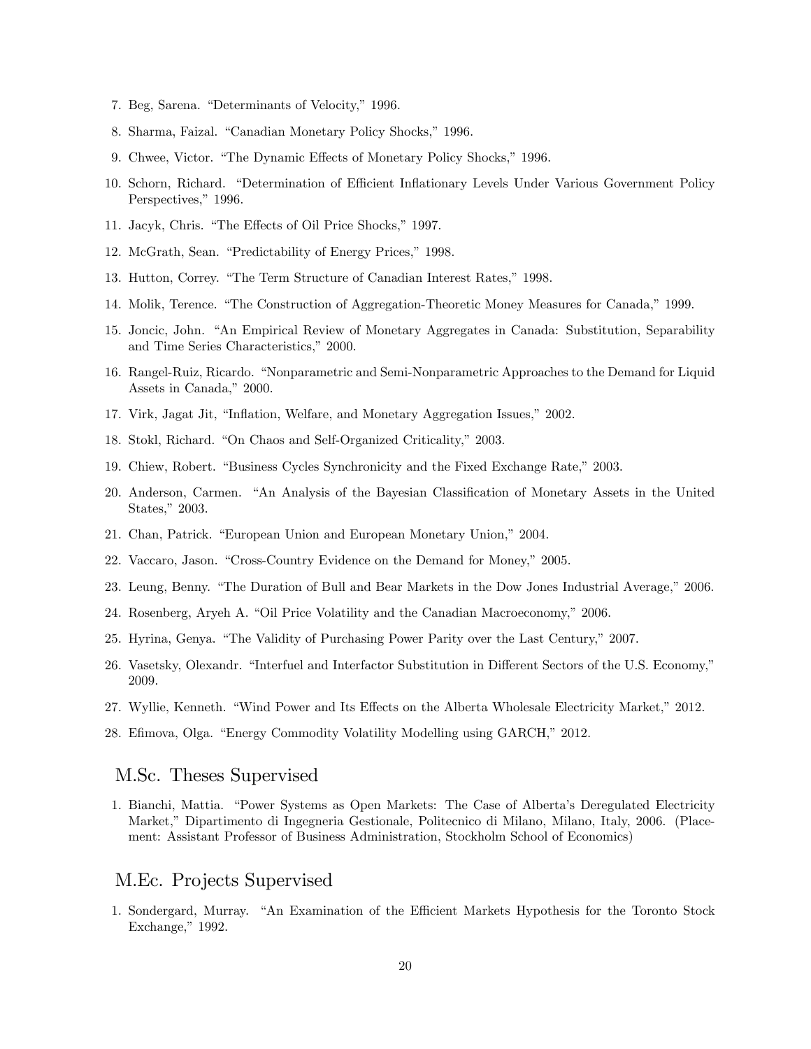7. Beg, Sarena. "Determinants of Velocity," 1996.
8. Sharma, Faizal. "Canadian Monetary Policy Shocks," 1996.
9. Chwee, Victor. "The Dynamic Effects of Monetary Policy Shocks," 1996.
10. Schorn, Richard. "Determination of Efficient Inflationary Levels Under Various Government Policy Perspectives," 1996.
11. Jacyk, Chris. "The Effects of Oil Price Shocks," 1997.
12. McGrath, Sean. "Predictability of Energy Prices," 1998.
13. Hutton, Correy. "The Term Structure of Canadian Interest Rates," 1998.
14. Molik, Terence. "The Construction of Aggregation-Theoretic Money Measures for Canada," 1999.
15. Joncic, John. "An Empirical Review of Monetary Aggregates in Canada: Substitution, Separability and Time Series Characteristics," 2000.
16. Rangel-Ruiz, Ricardo. "Nonparametric and Semi-Nonparametric Approaches to the Demand for Liquid Assets in Canada," 2000.
17. Virk, Jagat Jit, "Inflation, Welfare, and Monetary Aggregation Issues," 2002.
18. Stokl, Richard. "On Chaos and Self-Organized Criticality," 2003.
19. Chiew, Robert. "Business Cycles Synchronicity and the Fixed Exchange Rate," 2003.
20. Anderson, Carmen. "An Analysis of the Bayesian Classification of Monetary Assets in the United States," 2003.
21. Chan, Patrick. "European Union and European Monetary Union," 2004.
22. Vaccaro, Jason. "Cross-Country Evidence on the Demand for Money," 2005.
23. Leung, Benny. "The Duration of Bull and Bear Markets in the Dow Jones Industrial Average," 2006.
24. Rosenberg, Aryeh A. "Oil Price Volatility and the Canadian Macroeconomy," 2006.
25. Hyrina, Genya. "The Validity of Purchasing Power Parity over the Last Century," 2007.
26. Vasetsky, Olexandr. "Interfuel and Interfactor Substitution in Different Sectors of the U.S. Economy," 2009.
27. Wyllie, Kenneth. "Wind Power and Its Effects on the Alberta Wholesale Electricity Market," 2012.
28. Efimova, Olga. "Energy Commodity Volatility Modelling using GARCH," 2012.

## M.Sc. Theses Supervised

1. Bianchi, Mattia. "Power Systems as Open Markets: The Case of Alberta's Deregulated Electricity Market," Dipartimento di Ingegneria Gestionale, Politecnico di Milano, Milano, Italy, 2006. (Placement: Assistant Professor of Business Administration, Stockholm School of Economics)

## M.Ec. Projects Supervised

1. Sondergard, Murray. "An Examination of the Efficient Markets Hypothesis for the Toronto Stock Exchange," 1992.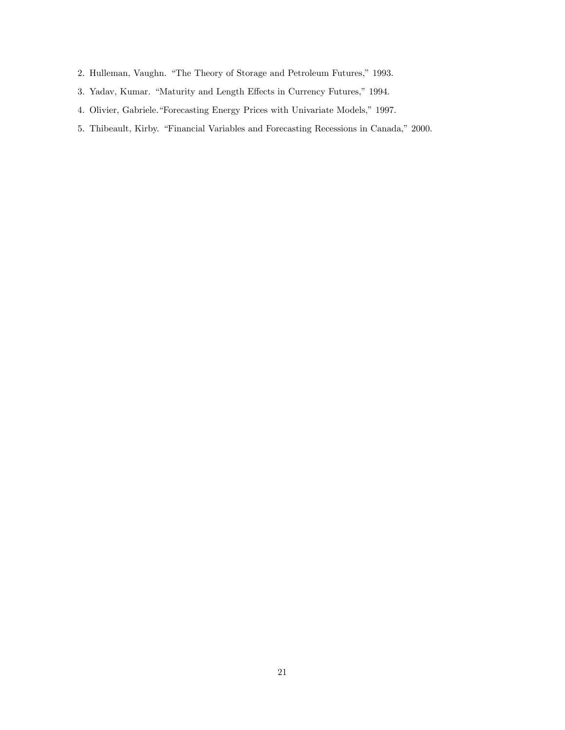2. Hulleman, Vaughn. "The Theory of Storage and Petroleum Futures," 1993.
3. Yadav, Kumar. "Maturity and Length Effects in Currency Futures," 1994.
4. Olivier, Gabriele."Forecasting Energy Prices with Univariate Models," 1997.
5. Thibeault, Kirby. "Financial Variables and Forecasting Recessions in Canada," 2000.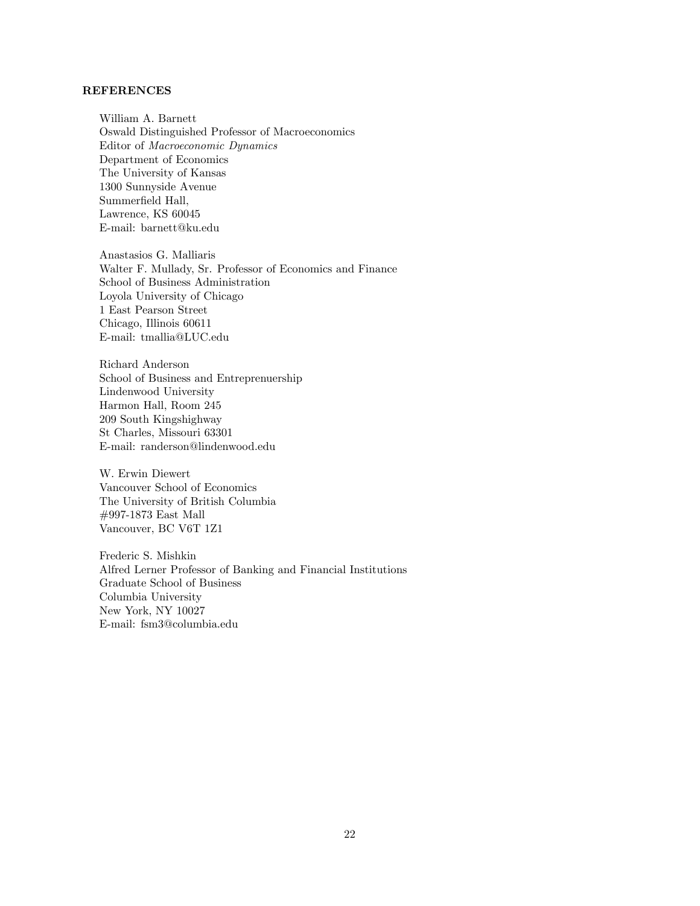**REFERENCES**

William A. Barnett
Oswald Distinguished Professor of Macroeconomics
Editor of *Macroeconomic Dynamics*
Department of Economics
The University of Kansas
1300 Sunnyside Avenue
Summerfield Hall,
Lawrence, KS 60045
E-mail: barnett@ku.edu

Anastasios G. Malliaris
Walter F. Mullady, Sr. Professor of Economics and Finance
School of Business Administration
Loyola University of Chicago
1 East Pearson Street
Chicago, Illinois 60611
E-mail: tmallia@LUC.edu

Richard Anderson
School of Business and Entreprenuership
Lindenwood University
Harmon Hall, Room 245
209 South Kingshighway
St Charles, Missouri 63301
E-mail: randerson@lindenwood.edu

W. Erwin Diewert
Vancouver School of Economics
The University of British Columbia
#997-1873 East Mall
Vancouver, BC V6T 1Z1

Frederic S. Mishkin
Alfred Lerner Professor of Banking and Financial Institutions
Graduate School of Business
Columbia University
New York, NY 10027
E-mail: fsm3@columbia.edu